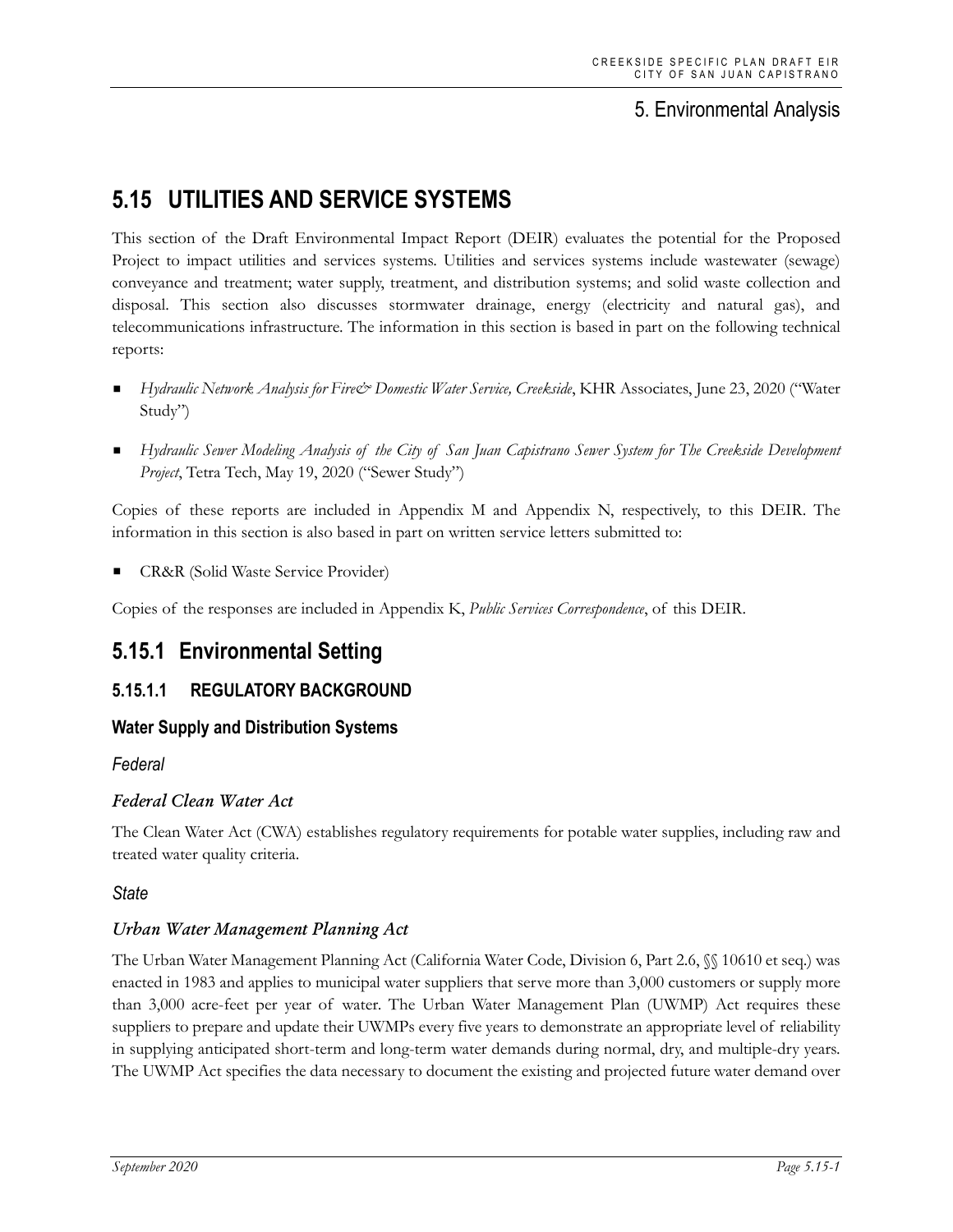# 5. Environmental Analysis

## 5.15 UTILITIES AND SERVICE SYSTEMS

This section of the Draft Environmental Impact Report (DEIR) evaluates the potential for the Proposed Project to impact utilities and services systems. Utilities and services systems include wastewater (sewage) conveyance and treatment; water supply, treatment, and distribution systems; and solid waste collection and disposal. This section also discusses stormwater drainage, energy (electricity and natural gas), and telecommunications infrastructure. The information in this section is based in part on the following technical reports:

- *Hydraulic Network Analysis for Fire& Domestic Water Service, Creekside*, KHR Associates, June 23, 2020 ("Water Study")
- *Hydraulic Sewer Modeling Analysis of the City of San Juan Capistrano Sewer System for The Creekside Development Project*, Tetra Tech, May 19, 2020 ("Sewer Study")

Copies of these reports are included in Appendix M and Appendix N, respectively, to this DEIR. The information in this section is also based in part on written service letters submitted to:

- CR&R (Solid Waste Service Provider)

Copies of the responses are included in Appendix K, *Public Services Correspondence*, of this DEIR.

## 5.15.1 Environmental Setting

### 5.15.1.1 REGULATORY BACKGROUND

#### Water Supply and Distribution Systems

*Federal*

##### *Federal Clean Water Act*

The Clean Water Act (CWA) establishes regulatory requirements for potable water supplies, including raw and treated water quality criteria.

*State*

##### *Urban Water Management Planning Act*

The Urban Water Management Planning Act (California Water Code, Division 6, Part 2.6, §§ 10610 et seq.) was enacted in 1983 and applies to municipal water suppliers that serve more than 3,000 customers or supply more than 3,000 acre-feet per year of water. The Urban Water Management Plan (UWMP) Act requires these suppliers to prepare and update their UWMPs every five years to demonstrate an appropriate level of reliability in supplying anticipated short-term and long-term water demands during normal, dry, and multiple-dry years. The UWMP Act specifies the data necessary to document the existing and projected future water demand over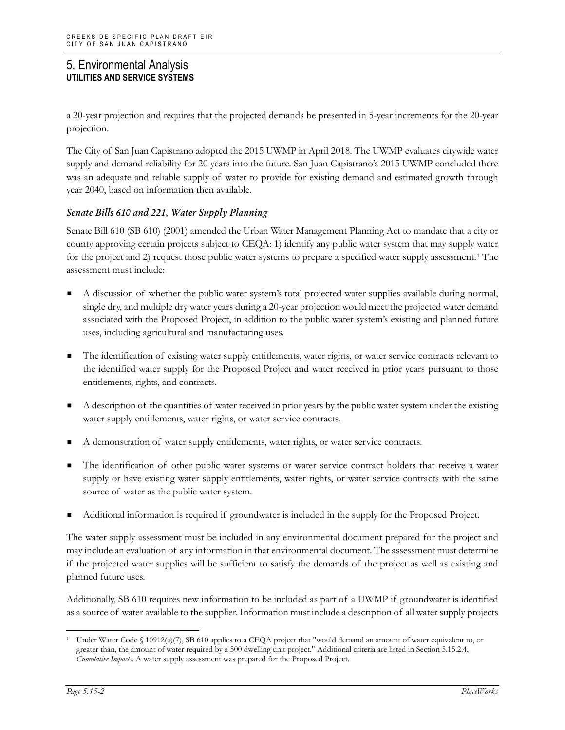a 20-year projection and requires that the projected demands be presented in 5-year increments for the 20-year projection.

The City of San Juan Capistrano adopted the 2015 UWMP in April 2018. The UWMP evaluates citywide water supply and demand reliability for 20 years into the future. San Juan Capistrano's 2015 UWMP concluded there was an adequate and reliable supply of water to provide for existing demand and estimated growth through year 2040, based on information then available.

### *Senate Bills 610 and 221, Water Supply Planning*

Senate Bill 610 (SB 610) (2001) amended the Urban Water Management Planning Act to mandate that a city or county approving certain projects subject to CEQA: 1) identify any public water system that may supply water for the project and 2) request those public water systems to prepare a specified water supply assessment.[1] The assessment must include:

- A discussion of whether the public water system's total projected water supplies available during normal, single dry, and multiple dry water years during a 20-year projection would meet the projected water demand associated with the Proposed Project, in addition to the public water system's existing and planned future uses, including agricultural and manufacturing uses.
- The identification of existing water supply entitlements, water rights, or water service contracts relevant to the identified water supply for the Proposed Project and water received in prior years pursuant to those entitlements, rights, and contracts.
- A description of the quantities of water received in prior years by the public water system under the existing water supply entitlements, water rights, or water service contracts.
- A demonstration of water supply entitlements, water rights, or water service contracts.
- The identification of other public water systems or water service contract holders that receive a water supply or have existing water supply entitlements, water rights, or water service contracts with the same source of water as the public water system.
- Additional information is required if groundwater is included in the supply for the Proposed Project.

The water supply assessment must be included in any environmental document prepared for the project and may include an evaluation of any information in that environmental document. The assessment must determine if the projected water supplies will be sufficient to satisfy the demands of the project as well as existing and planned future uses.

Additionally, SB 610 requires new information to be included as part of a UWMP if groundwater is identified as a source of water available to the supplier. Information must include a description of all water supply projects

---

[1] Under Water Code § 10912(a)(7), SB 610 applies to a CEQA project that "would demand an amount of water equivalent to, or greater than, the amount of water required by a 500 dwelling unit project." Additional criteria are listed in Section 5.15.2.4, *Cumulative Impacts*. A water supply assessment was prepared for the Proposed Project.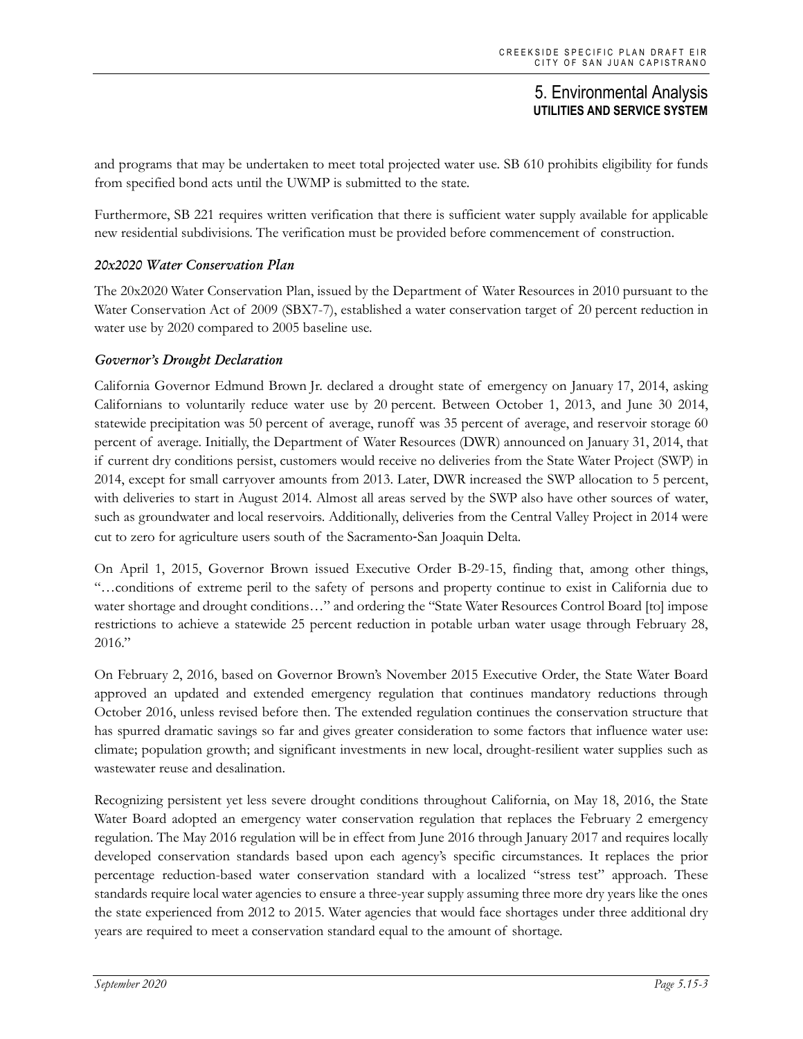and programs that may be undertaken to meet total projected water use. SB 610 prohibits eligibility for funds from specified bond acts until the UWMP is submitted to the state.

Furthermore, SB 221 requires written verification that there is sufficient water supply available for applicable new residential subdivisions. The verification must be provided before commencement of construction.

#### *20x2020 Water Conservation Plan*

The 20x2020 Water Conservation Plan, issued by the Department of Water Resources in 2010 pursuant to the Water Conservation Act of 2009 (SBX7-7), established a water conservation target of 20 percent reduction in water use by 2020 compared to 2005 baseline use.

#### *Governor's Drought Declaration*

California Governor Edmund Brown Jr. declared a drought state of emergency on January 17, 2014, asking Californians to voluntarily reduce water use by 20 percent. Between October 1, 2013, and June 30 2014, statewide precipitation was 50 percent of average, runoff was 35 percent of average, and reservoir storage 60 percent of average. Initially, the Department of Water Resources (DWR) announced on January 31, 2014, that if current dry conditions persist, customers would receive no deliveries from the State Water Project (SWP) in 2014, except for small carryover amounts from 2013. Later, DWR increased the SWP allocation to 5 percent, with deliveries to start in August 2014. Almost all areas served by the SWP also have other sources of water, such as groundwater and local reservoirs. Additionally, deliveries from the Central Valley Project in 2014 were cut to zero for agriculture users south of the Sacramento-San Joaquin Delta.

On April 1, 2015, Governor Brown issued Executive Order B-29-15, finding that, among other things, "…conditions of extreme peril to the safety of persons and property continue to exist in California due to water shortage and drought conditions…" and ordering the "State Water Resources Control Board [to] impose restrictions to achieve a statewide 25 percent reduction in potable urban water usage through February 28, 2016."

On February 2, 2016, based on Governor Brown's November 2015 Executive Order, the State Water Board approved an updated and extended emergency regulation that continues mandatory reductions through October 2016, unless revised before then. The extended regulation continues the conservation structure that has spurred dramatic savings so far and gives greater consideration to some factors that influence water use: climate; population growth; and significant investments in new local, drought-resilient water supplies such as wastewater reuse and desalination.

Recognizing persistent yet less severe drought conditions throughout California, on May 18, 2016, the State Water Board adopted an emergency water conservation regulation that replaces the February 2 emergency regulation. The May 2016 regulation will be in effect from June 2016 through January 2017 and requires locally developed conservation standards based upon each agency's specific circumstances. It replaces the prior percentage reduction-based water conservation standard with a localized "stress test" approach. These standards require local water agencies to ensure a three-year supply assuming three more dry years like the ones the state experienced from 2012 to 2015. Water agencies that would face shortages under three additional dry years are required to meet a conservation standard equal to the amount of shortage.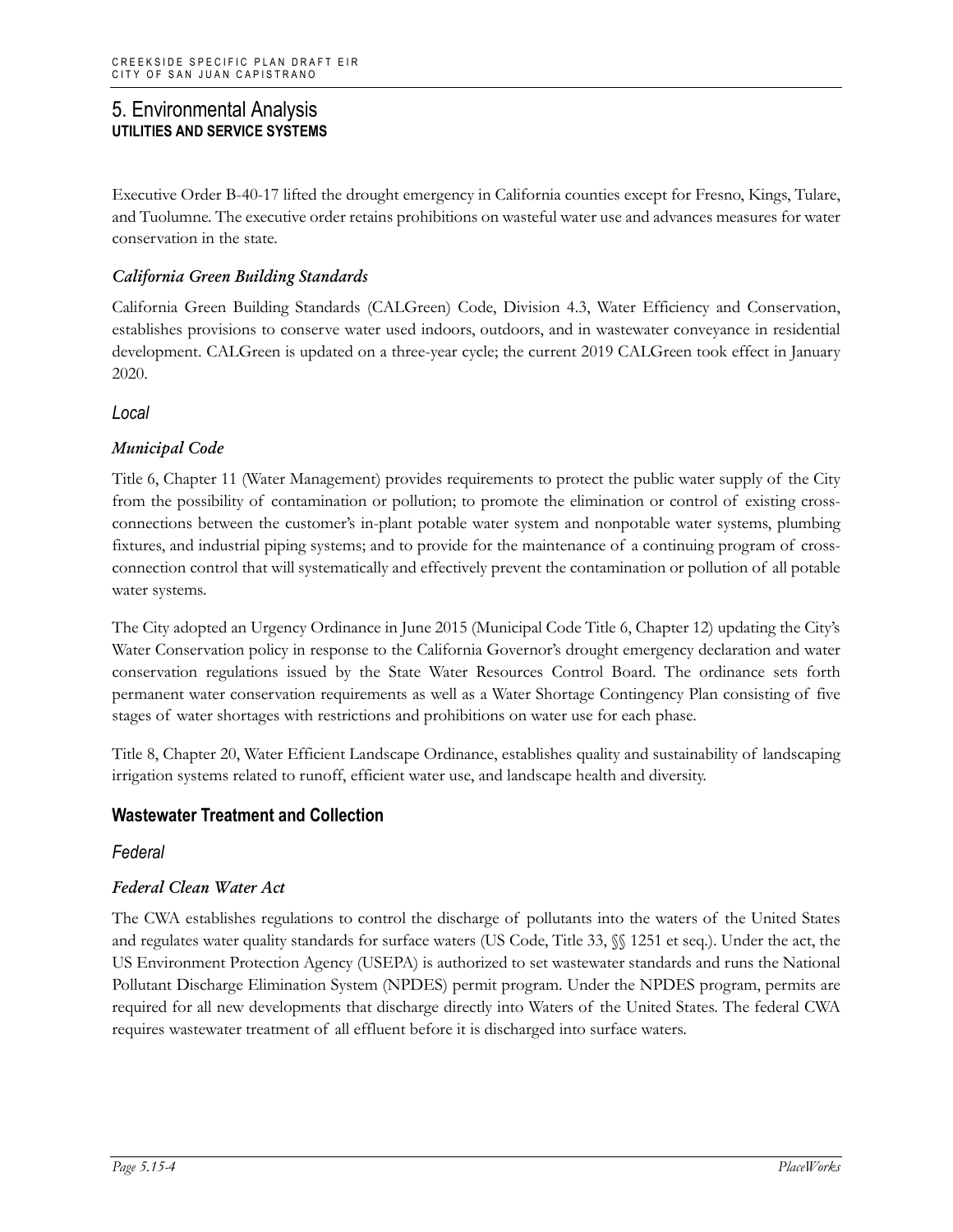Executive Order B-40-17 lifted the drought emergency in California counties except for Fresno, Kings, Tulare, and Tuolumne. The executive order retains prohibitions on wasteful water use and advances measures for water conservation in the state.

#### *California Green Building Standards*

California Green Building Standards (CALGreen) Code, Division 4.3, Water Efficiency and Conservation, establishes provisions to conserve water used indoors, outdoors, and in wastewater conveyance in residential development. CALGreen is updated on a three-year cycle; the current 2019 CALGreen took effect in January 2020.

### *Local*

#### *Municipal Code*

Title 6, Chapter 11 (Water Management) provides requirements to protect the public water supply of the City from the possibility of contamination or pollution; to promote the elimination or control of existing cross-connections between the customer's in-plant potable water system and nonpotable water systems, plumbing fixtures, and industrial piping systems; and to provide for the maintenance of a continuing program of cross-connection control that will systematically and effectively prevent the contamination or pollution of all potable water systems.

The City adopted an Urgency Ordinance in June 2015 (Municipal Code Title 6, Chapter 12) updating the City's Water Conservation policy in response to the California Governor's drought emergency declaration and water conservation regulations issued by the State Water Resources Control Board. The ordinance sets forth permanent water conservation requirements as well as a Water Shortage Contingency Plan consisting of five stages of water shortages with restrictions and prohibitions on water use for each phase.

Title 8, Chapter 20, Water Efficient Landscape Ordinance, establishes quality and sustainability of landscaping irrigation systems related to runoff, efficient water use, and landscape health and diversity.

## Wastewater Treatment and Collection

### *Federal*

#### *Federal Clean Water Act*

The CWA establishes regulations to control the discharge of pollutants into the waters of the United States and regulates water quality standards for surface waters (US Code, Title 33, §§ 1251 et seq.). Under the act, the US Environment Protection Agency (USEPA) is authorized to set wastewater standards and runs the National Pollutant Discharge Elimination System (NPDES) permit program. Under the NPDES program, permits are required for all new developments that discharge directly into Waters of the United States. The federal CWA requires wastewater treatment of all effluent before it is discharged into surface waters.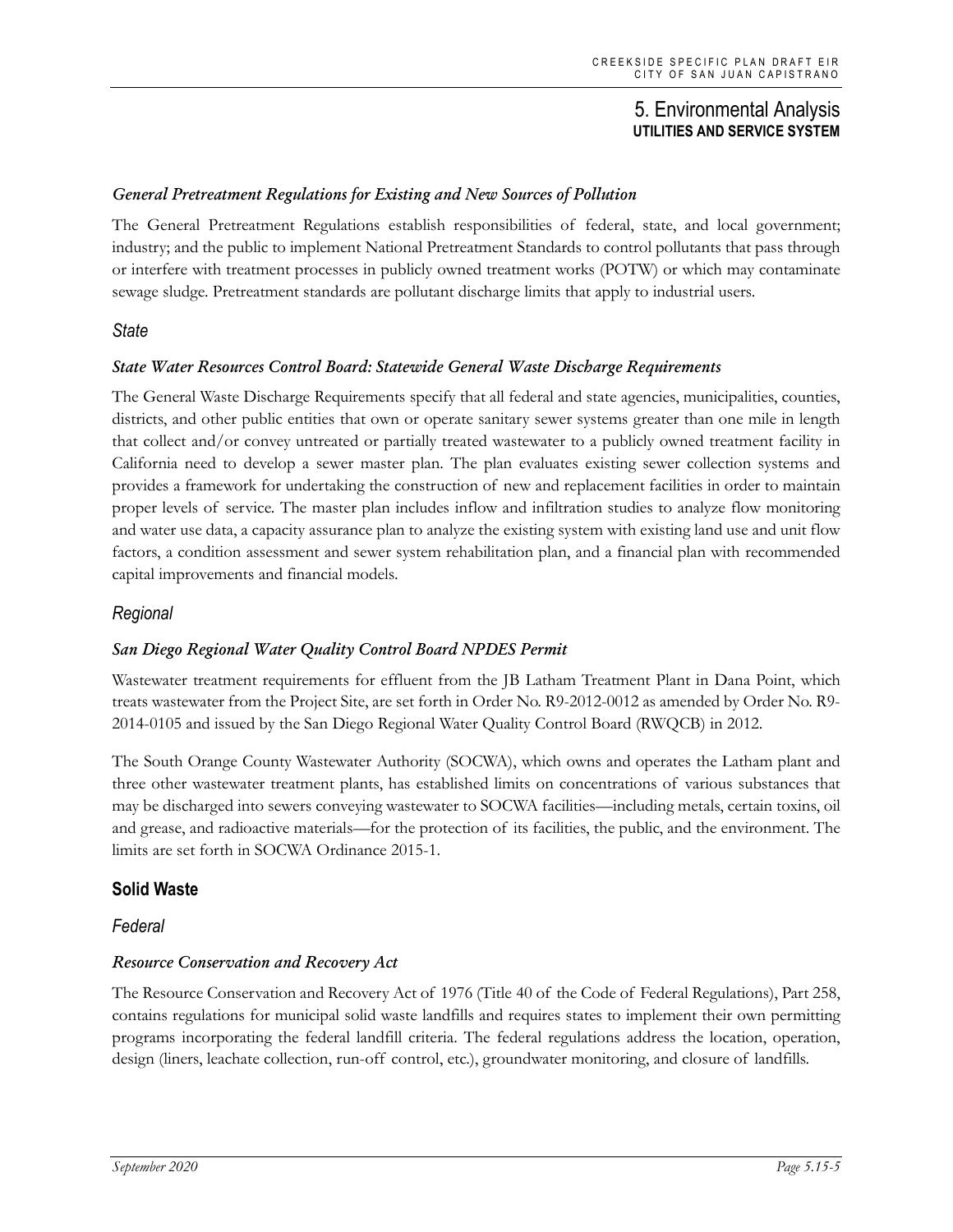#### *General Pretreatment Regulations for Existing and New Sources of Pollution*

The General Pretreatment Regulations establish responsibilities of federal, state, and local government; industry; and the public to implement National Pretreatment Standards to control pollutants that pass through or interfere with treatment processes in publicly owned treatment works (POTW) or which may contaminate sewage sludge. Pretreatment standards are pollutant discharge limits that apply to industrial users.

### *State*

#### *State Water Resources Control Board: Statewide General Waste Discharge Requirements*

The General Waste Discharge Requirements specify that all federal and state agencies, municipalities, counties, districts, and other public entities that own or operate sanitary sewer systems greater than one mile in length that collect and/or convey untreated or partially treated wastewater to a publicly owned treatment facility in California need to develop a sewer master plan. The plan evaluates existing sewer collection systems and provides a framework for undertaking the construction of new and replacement facilities in order to maintain proper levels of service. The master plan includes inflow and infiltration studies to analyze flow monitoring and water use data, a capacity assurance plan to analyze the existing system with existing land use and unit flow factors, a condition assessment and sewer system rehabilitation plan, and a financial plan with recommended capital improvements and financial models.

### *Regional*

#### *San Diego Regional Water Quality Control Board NPDES Permit*

Wastewater treatment requirements for effluent from the JB Latham Treatment Plant in Dana Point, which treats wastewater from the Project Site, are set forth in Order No. R9-2012-0012 as amended by Order No. R9-2014-0105 and issued by the San Diego Regional Water Quality Control Board (RWQCB) in 2012.

The South Orange County Wastewater Authority (SOCWA), which owns and operates the Latham plant and three other wastewater treatment plants, has established limits on concentrations of various substances that may be discharged into sewers conveying wastewater to SOCWA facilities—including metals, certain toxins, oil and grease, and radioactive materials—for the protection of its facilities, the public, and the environment. The limits are set forth in SOCWA Ordinance 2015-1.

## Solid Waste

### *Federal*

#### *Resource Conservation and Recovery Act*

The Resource Conservation and Recovery Act of 1976 (Title 40 of the Code of Federal Regulations), Part 258, contains regulations for municipal solid waste landfills and requires states to implement their own permitting programs incorporating the federal landfill criteria. The federal regulations address the location, operation, design (liners, leachate collection, run-off control, etc.), groundwater monitoring, and closure of landfills.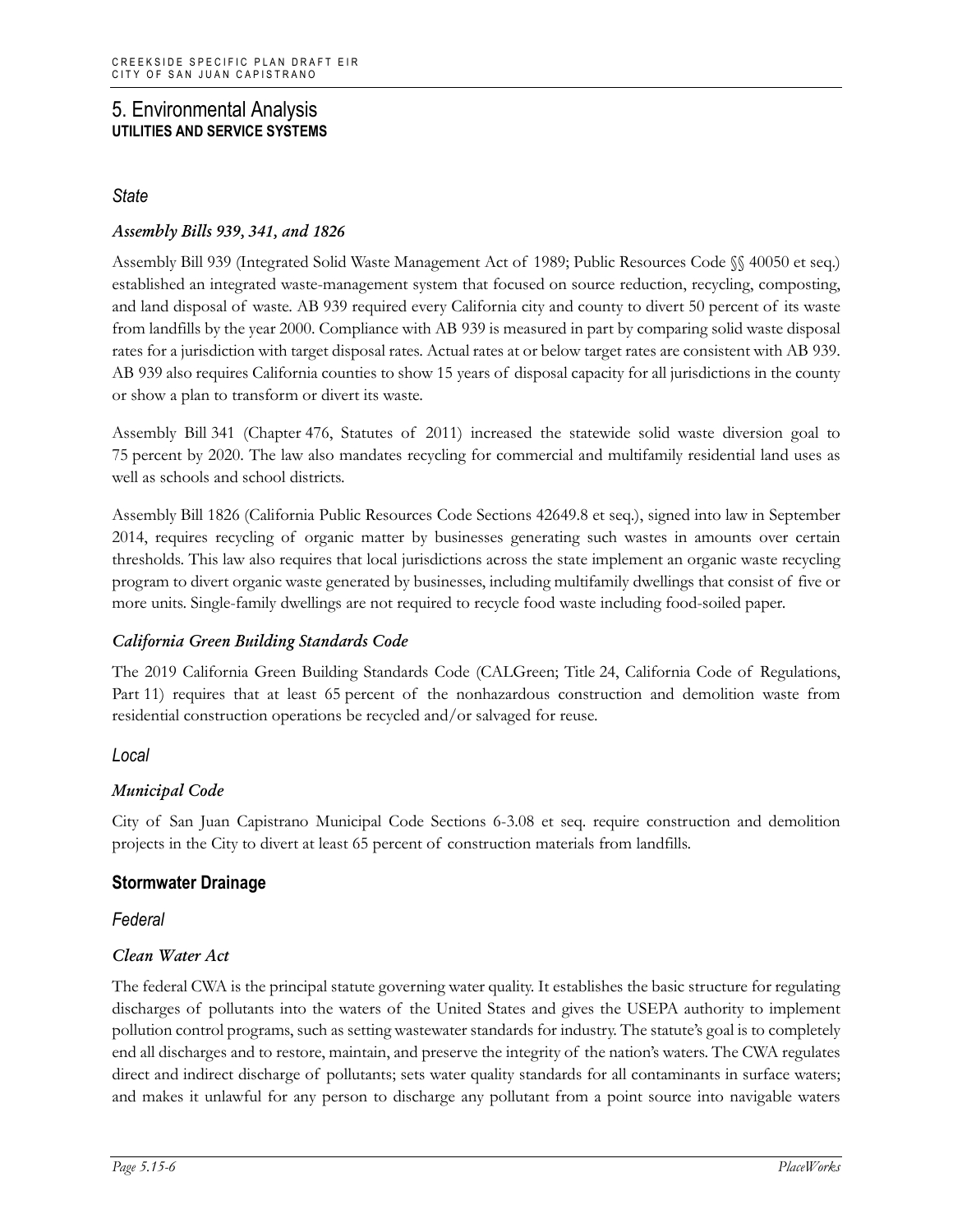### State

#### *Assembly Bills 939, 341, and 1826*

Assembly Bill 939 (Integrated Solid Waste Management Act of 1989; Public Resources Code §§ 40050 et seq.) established an integrated waste-management system that focused on source reduction, recycling, composting, and land disposal of waste. AB 939 required every California city and county to divert 50 percent of its waste from landfills by the year 2000. Compliance with AB 939 is measured in part by comparing solid waste disposal rates for a jurisdiction with target disposal rates. Actual rates at or below target rates are consistent with AB 939. AB 939 also requires California counties to show 15 years of disposal capacity for all jurisdictions in the county or show a plan to transform or divert its waste.

Assembly Bill 341 (Chapter 476, Statutes of 2011) increased the statewide solid waste diversion goal to 75 percent by 2020. The law also mandates recycling for commercial and multifamily residential land uses as well as schools and school districts.

Assembly Bill 1826 (California Public Resources Code Sections 42649.8 et seq.), signed into law in September 2014, requires recycling of organic matter by businesses generating such wastes in amounts over certain thresholds. This law also requires that local jurisdictions across the state implement an organic waste recycling program to divert organic waste generated by businesses, including multifamily dwellings that consist of five or more units. Single-family dwellings are not required to recycle food waste including food-soiled paper.

#### *California Green Building Standards Code*

The 2019 California Green Building Standards Code (CALGreen; Title 24, California Code of Regulations, Part 11) requires that at least 65 percent of the nonhazardous construction and demolition waste from residential construction operations be recycled and/or salvaged for reuse.

### Local

#### *Municipal Code*

City of San Juan Capistrano Municipal Code Sections 6-3.08 et seq. require construction and demolition projects in the City to divert at least 65 percent of construction materials from landfills.

## Stormwater Drainage

### Federal

#### *Clean Water Act*

The federal CWA is the principal statute governing water quality. It establishes the basic structure for regulating discharges of pollutants into the waters of the United States and gives the USEPA authority to implement pollution control programs, such as setting wastewater standards for industry. The statute's goal is to completely end all discharges and to restore, maintain, and preserve the integrity of the nation's waters. The CWA regulates direct and indirect discharge of pollutants; sets water quality standards for all contaminants in surface waters; and makes it unlawful for any person to discharge any pollutant from a point source into navigable waters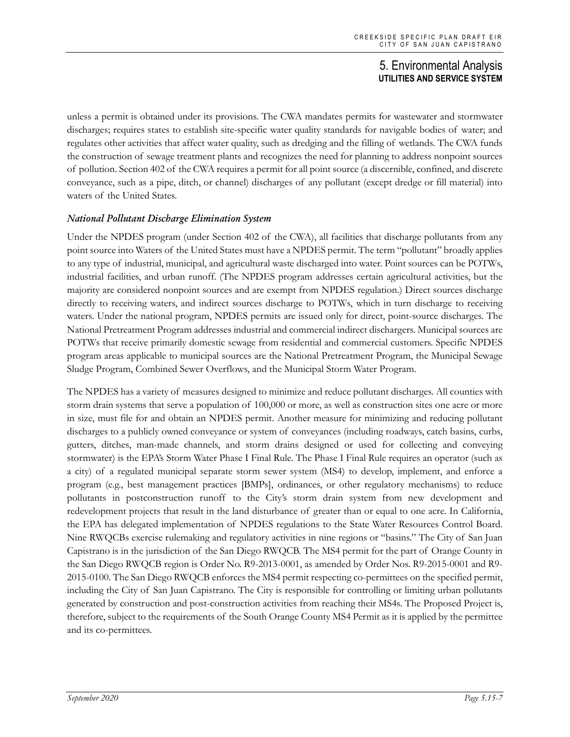unless a permit is obtained under its provisions. The CWA mandates permits for wastewater and stormwater discharges; requires states to establish site-specific water quality standards for navigable bodies of water; and regulates other activities that affect water quality, such as dredging and the filling of wetlands. The CWA funds the construction of sewage treatment plants and recognizes the need for planning to address nonpoint sources of pollution. Section 402 of the CWA requires a permit for all point source (a discernible, confined, and discrete conveyance, such as a pipe, ditch, or channel) discharges of any pollutant (except dredge or fill material) into waters of the United States.

### *National Pollutant Discharge Elimination System*

Under the NPDES program (under Section 402 of the CWA), all facilities that discharge pollutants from any point source into Waters of the United States must have a NPDES permit. The term "pollutant" broadly applies to any type of industrial, municipal, and agricultural waste discharged into water. Point sources can be POTWs, industrial facilities, and urban runoff. (The NPDES program addresses certain agricultural activities, but the majority are considered nonpoint sources and are exempt from NPDES regulation.) Direct sources discharge directly to receiving waters, and indirect sources discharge to POTWs, which in turn discharge to receiving waters. Under the national program, NPDES permits are issued only for direct, point-source discharges. The National Pretreatment Program addresses industrial and commercial indirect dischargers. Municipal sources are POTWs that receive primarily domestic sewage from residential and commercial customers. Specific NPDES program areas applicable to municipal sources are the National Pretreatment Program, the Municipal Sewage Sludge Program, Combined Sewer Overflows, and the Municipal Storm Water Program.

The NPDES has a variety of measures designed to minimize and reduce pollutant discharges. All counties with storm drain systems that serve a population of 100,000 or more, as well as construction sites one acre or more in size, must file for and obtain an NPDES permit. Another measure for minimizing and reducing pollutant discharges to a publicly owned conveyance or system of conveyances (including roadways, catch basins, curbs, gutters, ditches, man-made channels, and storm drains designed or used for collecting and conveying stormwater) is the EPA's Storm Water Phase I Final Rule. The Phase I Final Rule requires an operator (such as a city) of a regulated municipal separate storm sewer system (MS4) to develop, implement, and enforce a program (e.g., best management practices [BMPs], ordinances, or other regulatory mechanisms) to reduce pollutants in postconstruction runoff to the City's storm drain system from new development and redevelopment projects that result in the land disturbance of greater than or equal to one acre. In California, the EPA has delegated implementation of NPDES regulations to the State Water Resources Control Board. Nine RWQCBs exercise rulemaking and regulatory activities in nine regions or "basins." The City of San Juan Capistrano is in the jurisdiction of the San Diego RWQCB. The MS4 permit for the part of Orange County in the San Diego RWQCB region is Order No. R9-2013-0001, as amended by Order Nos. R9-2015-0001 and R9-2015-0100. The San Diego RWQCB enforces the MS4 permit respecting co-permittees on the specified permit, including the City of San Juan Capistrano. The City is responsible for controlling or limiting urban pollutants generated by construction and post-construction activities from reaching their MS4s. The Proposed Project is, therefore, subject to the requirements of the South Orange County MS4 Permit as it is applied by the permittee and its co-permittees.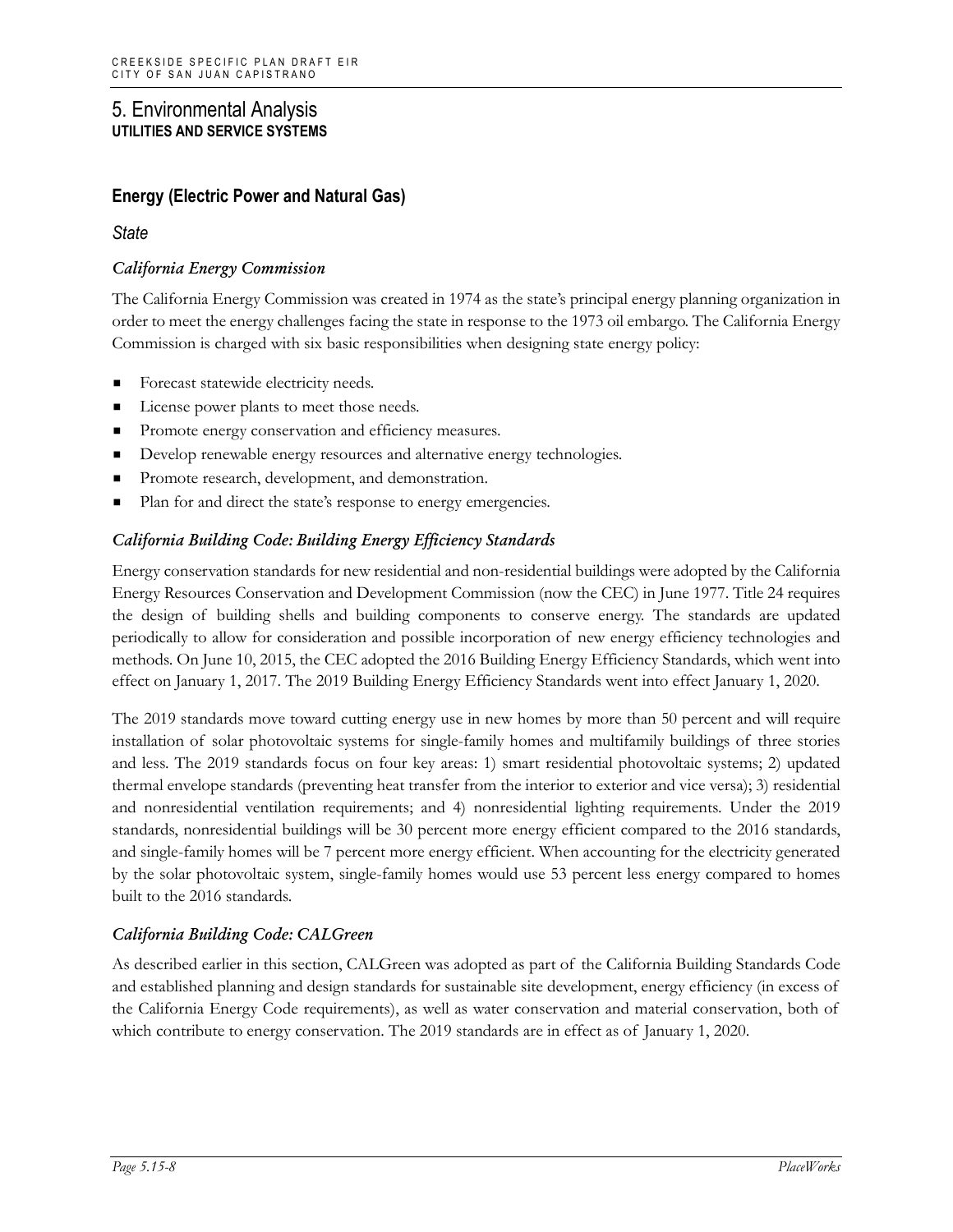# 5. Environmental Analysis
**UTILITIES AND SERVICE SYSTEMS**

## Energy (Electric Power and Natural Gas)

### *State*

#### *California Energy Commission*

The California Energy Commission was created in 1974 as the state's principal energy planning organization in order to meet the energy challenges facing the state in response to the 1973 oil embargo. The California Energy Commission is charged with six basic responsibilities when designing state energy policy:

- Forecast statewide electricity needs.
- License power plants to meet those needs.
- Promote energy conservation and efficiency measures.
- Develop renewable energy resources and alternative energy technologies.
- Promote research, development, and demonstration.
- Plan for and direct the state's response to energy emergencies.

#### *California Building Code: Building Energy Efficiency Standards*

Energy conservation standards for new residential and non-residential buildings were adopted by the California Energy Resources Conservation and Development Commission (now the CEC) in June 1977. Title 24 requires the design of building shells and building components to conserve energy. The standards are updated periodically to allow for consideration and possible incorporation of new energy efficiency technologies and methods. On June 10, 2015, the CEC adopted the 2016 Building Energy Efficiency Standards, which went into effect on January 1, 2017. The 2019 Building Energy Efficiency Standards went into effect January 1, 2020.

The 2019 standards move toward cutting energy use in new homes by more than 50 percent and will require installation of solar photovoltaic systems for single-family homes and multifamily buildings of three stories and less. The 2019 standards focus on four key areas: 1) smart residential photovoltaic systems; 2) updated thermal envelope standards (preventing heat transfer from the interior to exterior and vice versa); 3) residential and nonresidential ventilation requirements; and 4) nonresidential lighting requirements. Under the 2019 standards, nonresidential buildings will be 30 percent more energy efficient compared to the 2016 standards, and single-family homes will be 7 percent more energy efficient. When accounting for the electricity generated by the solar photovoltaic system, single-family homes would use 53 percent less energy compared to homes built to the 2016 standards.

#### *California Building Code: CALGreen*

As described earlier in this section, CALGreen was adopted as part of the California Building Standards Code and established planning and design standards for sustainable site development, energy efficiency (in excess of the California Energy Code requirements), as well as water conservation and material conservation, both of which contribute to energy conservation. The 2019 standards are in effect as of January 1, 2020.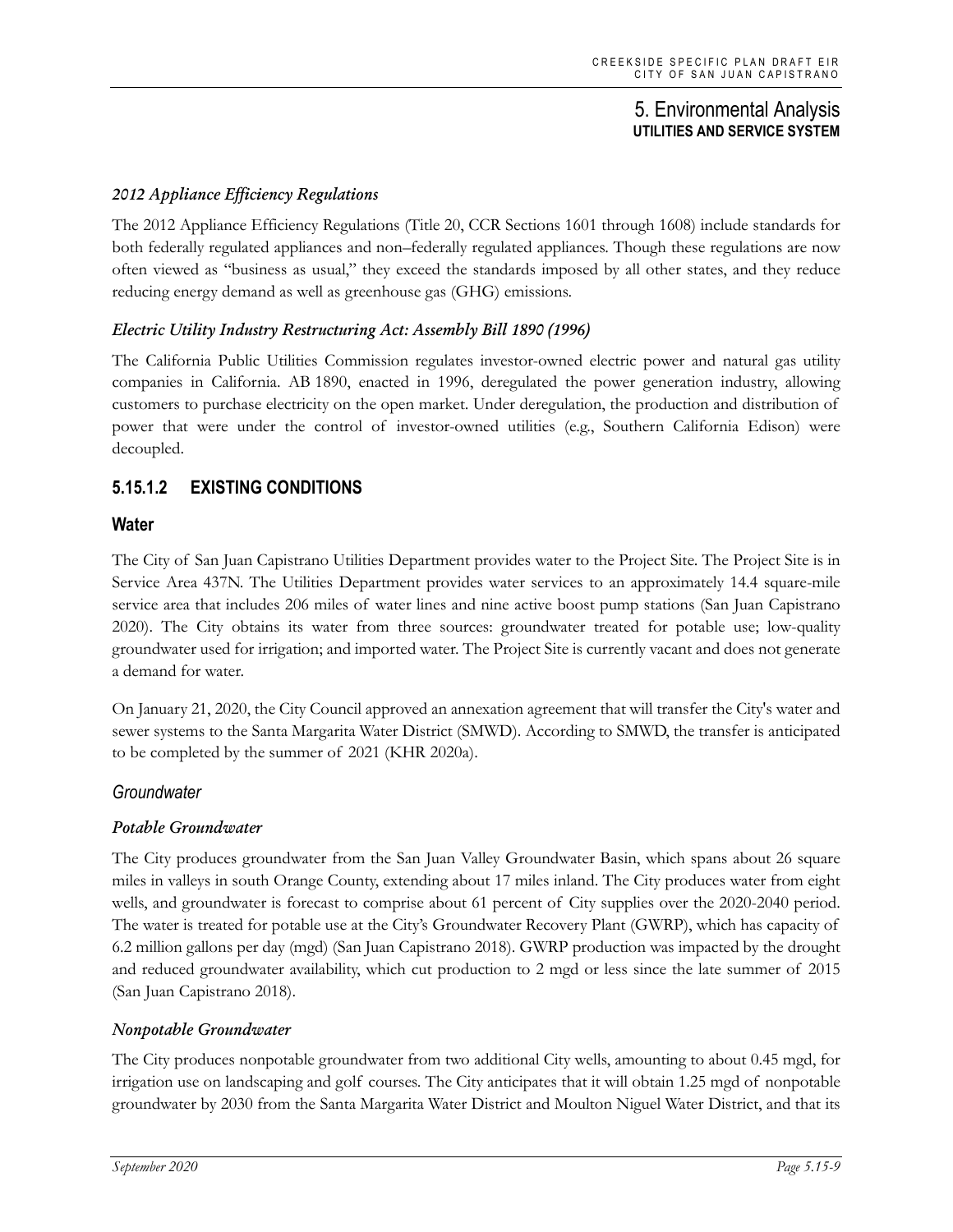### *2012 Appliance Efficiency Regulations*

The 2012 Appliance Efficiency Regulations (Title 20, CCR Sections 1601 through 1608) include standards for both federally regulated appliances and non–federally regulated appliances. Though these regulations are now often viewed as "business as usual," they exceed the standards imposed by all other states, and they reduce reducing energy demand as well as greenhouse gas (GHG) emissions.

### *Electric Utility Industry Restructuring Act: Assembly Bill 1890 (1996)*

The California Public Utilities Commission regulates investor-owned electric power and natural gas utility companies in California. AB 1890, enacted in 1996, deregulated the power generation industry, allowing customers to purchase electricity on the open market. Under deregulation, the production and distribution of power that were under the control of investor-owned utilities (e.g., Southern California Edison) were decoupled.

## 5.15.1.2 EXISTING CONDITIONS

### Water

The City of San Juan Capistrano Utilities Department provides water to the Project Site. The Project Site is in Service Area 437N. The Utilities Department provides water services to an approximately 14.4 square-mile service area that includes 206 miles of water lines and nine active boost pump stations (San Juan Capistrano 2020). The City obtains its water from three sources: groundwater treated for potable use; low-quality groundwater used for irrigation; and imported water. The Project Site is currently vacant and does not generate a demand for water.

On January 21, 2020, the City Council approved an annexation agreement that will transfer the City's water and sewer systems to the Santa Margarita Water District (SMWD). According to SMWD, the transfer is anticipated to be completed by the summer of 2021 (KHR 2020a).

### *Groundwater*

#### *Potable Groundwater*

The City produces groundwater from the San Juan Valley Groundwater Basin, which spans about 26 square miles in valleys in south Orange County, extending about 17 miles inland. The City produces water from eight wells, and groundwater is forecast to comprise about 61 percent of City supplies over the 2020-2040 period. The water is treated for potable use at the City's Groundwater Recovery Plant (GWRP), which has capacity of 6.2 million gallons per day (mgd) (San Juan Capistrano 2018). GWRP production was impacted by the drought and reduced groundwater availability, which cut production to 2 mgd or less since the late summer of 2015 (San Juan Capistrano 2018).

#### *Nonpotable Groundwater*

The City produces nonpotable groundwater from two additional City wells, amounting to about 0.45 mgd, for irrigation use on landscaping and golf courses. The City anticipates that it will obtain 1.25 mgd of nonpotable groundwater by 2030 from the Santa Margarita Water District and Moulton Niguel Water District, and that its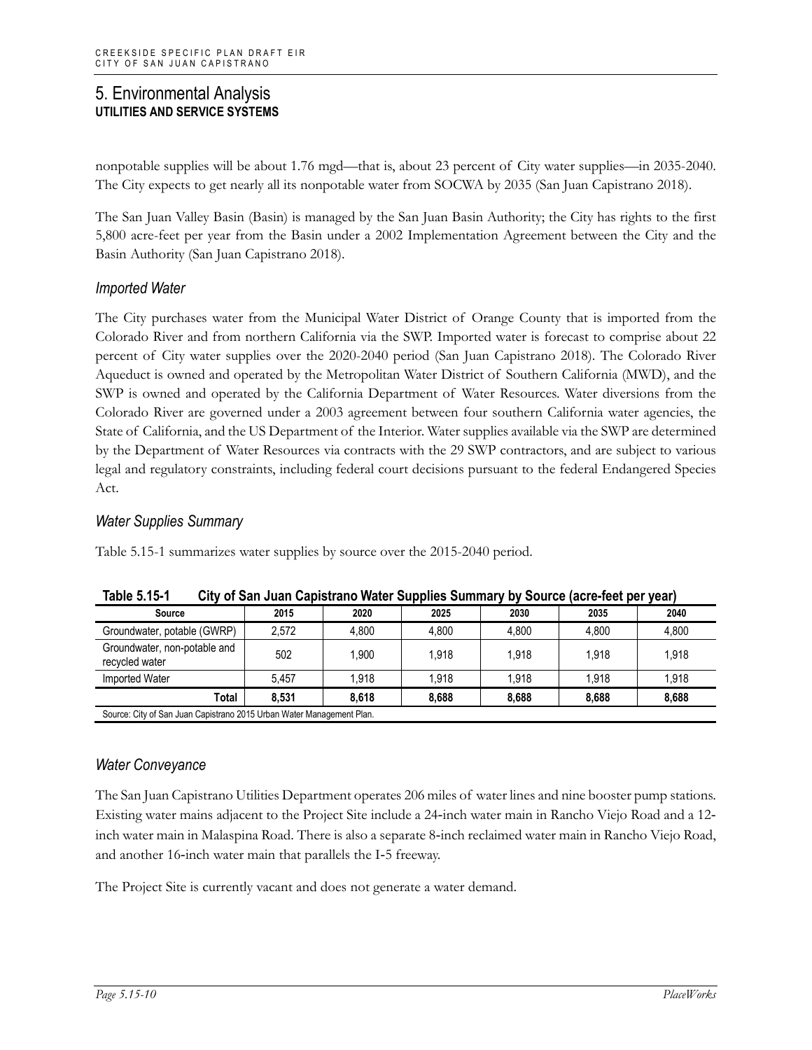# 5. Environmental Analysis
## UTILITIES AND SERVICE SYSTEMS

nonpotable supplies will be about 1.76 mgd—that is, about 23 percent of City water supplies—in 2035-2040. The City expects to get nearly all its nonpotable water from SOCWA by 2035 (San Juan Capistrano 2018).

The San Juan Valley Basin (Basin) is managed by the San Juan Basin Authority; the City has rights to the first 5,800 acre-feet per year from the Basin under a 2002 Implementation Agreement between the City and the Basin Authority (San Juan Capistrano 2018).

### *Imported Water*

The City purchases water from the Municipal Water District of Orange County that is imported from the Colorado River and from northern California via the SWP. Imported water is forecast to comprise about 22 percent of City water supplies over the 2020-2040 period (San Juan Capistrano 2018). The Colorado River Aqueduct is owned and operated by the Metropolitan Water District of Southern California (MWD), and the SWP is owned and operated by the California Department of Water Resources. Water diversions from the Colorado River are governed under a 2003 agreement between four southern California water agencies, the State of California, and the US Department of the Interior. Water supplies available via the SWP are determined by the Department of Water Resources via contracts with the 29 SWP contractors, and are subject to various legal and regulatory constraints, including federal court decisions pursuant to the federal Endangered Species Act.

### *Water Supplies Summary*

Table 5.15-1 summarizes water supplies by source over the 2015-2040 period.

**Table 5.15-1 City of San Juan Capistrano Water Supplies Summary by Source (acre-feet per year)**

| Source | 2015 | 2020 | 2025 | 2030 | 2035 | 2040 |
|---|---|---|---|---|---|---|
| Groundwater, potable (GWRP) | 2,572 | 4,800 | 4,800 | 4,800 | 4,800 | 4,800 |
| Groundwater, non-potable and recycled water | 502 | 1,900 | 1,918 | 1,918 | 1,918 | 1,918 |
| Imported Water | 5,457 | 1,918 | 1,918 | 1,918 | 1,918 | 1,918 |
| **Total** | **8,531** | **8,618** | **8,688** | **8,688** | **8,688** | **8,688** |

Source: City of San Juan Capistrano 2015 Urban Water Management Plan.

### *Water Conveyance*

The San Juan Capistrano Utilities Department operates 206 miles of water lines and nine booster pump stations. Existing water mains adjacent to the Project Site include a 24-inch water main in Rancho Viejo Road and a 12-inch water main in Malaspina Road. There is also a separate 8-inch reclaimed water main in Rancho Viejo Road, and another 16-inch water main that parallels the I-5 freeway.

The Project Site is currently vacant and does not generate a water demand.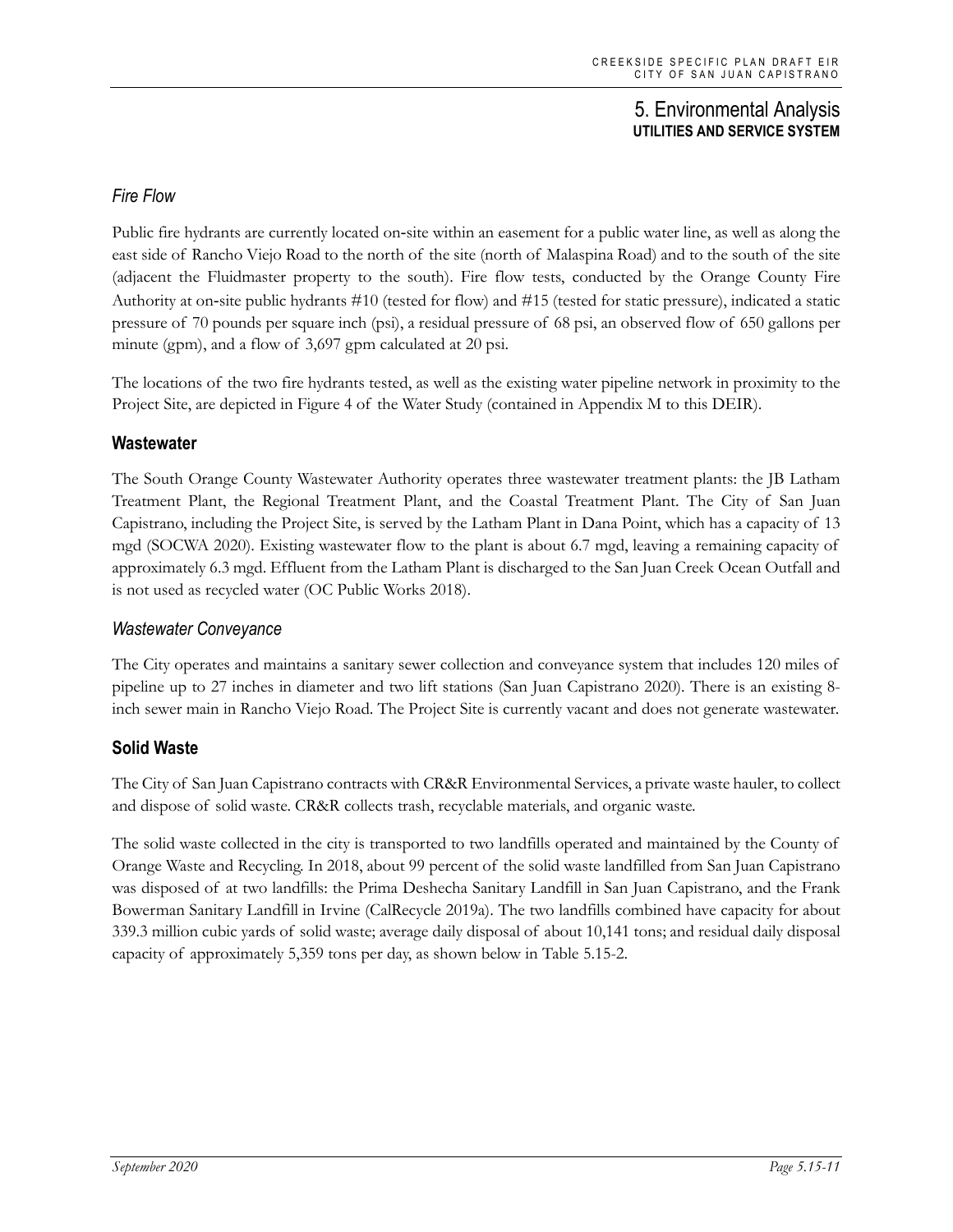### *Fire Flow*

Public fire hydrants are currently located on-site within an easement for a public water line, as well as along the east side of Rancho Viejo Road to the north of the site (north of Malaspina Road) and to the south of the site (adjacent the Fluidmaster property to the south). Fire flow tests, conducted by the Orange County Fire Authority at on-site public hydrants #10 (tested for flow) and #15 (tested for static pressure), indicated a static pressure of 70 pounds per square inch (psi), a residual pressure of 68 psi, an observed flow of 650 gallons per minute (gpm), and a flow of 3,697 gpm calculated at 20 psi.

The locations of the two fire hydrants tested, as well as the existing water pipeline network in proximity to the Project Site, are depicted in Figure 4 of the Water Study (contained in Appendix M to this DEIR).

## Wastewater

The South Orange County Wastewater Authority operates three wastewater treatment plants: the JB Latham Treatment Plant, the Regional Treatment Plant, and the Coastal Treatment Plant. The City of San Juan Capistrano, including the Project Site, is served by the Latham Plant in Dana Point, which has a capacity of 13 mgd (SOCWA 2020). Existing wastewater flow to the plant is about 6.7 mgd, leaving a remaining capacity of approximately 6.3 mgd. Effluent from the Latham Plant is discharged to the San Juan Creek Ocean Outfall and is not used as recycled water (OC Public Works 2018).

### *Wastewater Conveyance*

The City operates and maintains a sanitary sewer collection and conveyance system that includes 120 miles of pipeline up to 27 inches in diameter and two lift stations (San Juan Capistrano 2020). There is an existing 8-inch sewer main in Rancho Viejo Road. The Project Site is currently vacant and does not generate wastewater.

## Solid Waste

The City of San Juan Capistrano contracts with CR&R Environmental Services, a private waste hauler, to collect and dispose of solid waste. CR&R collects trash, recyclable materials, and organic waste.

The solid waste collected in the city is transported to two landfills operated and maintained by the County of Orange Waste and Recycling. In 2018, about 99 percent of the solid waste landfilled from San Juan Capistrano was disposed of at two landfills: the Prima Deshecha Sanitary Landfill in San Juan Capistrano, and the Frank Bowerman Sanitary Landfill in Irvine (CalRecycle 2019a). The two landfills combined have capacity for about 339.3 million cubic yards of solid waste; average daily disposal of about 10,141 tons; and residual daily disposal capacity of approximately 5,359 tons per day, as shown below in Table 5.15-2.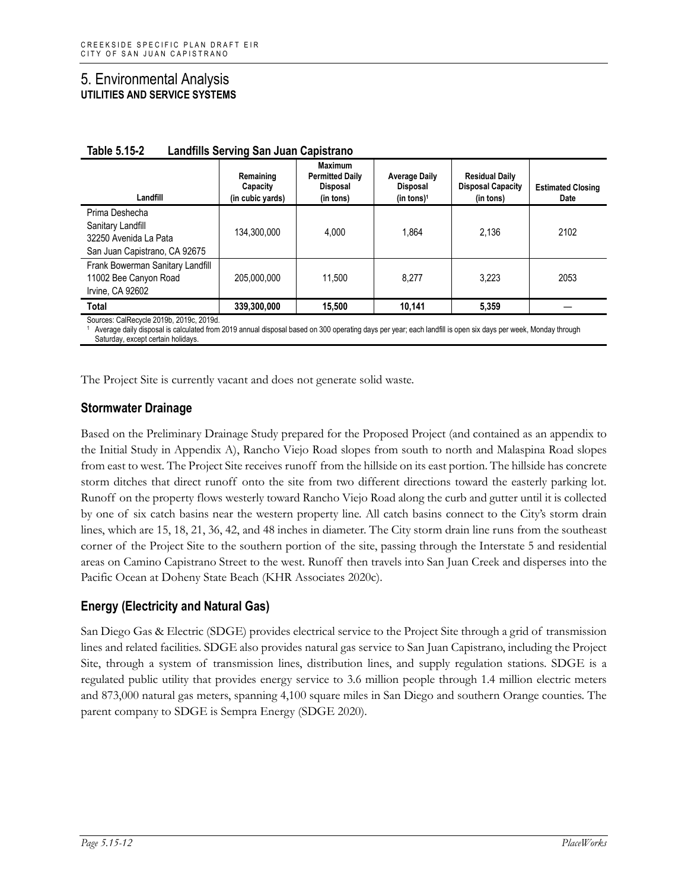# 5. Environmental Analysis

**UTILITIES AND SERVICE SYSTEMS**

**Table 5.15-2 Landfills Serving San Juan Capistrano**

| Landfill | Remaining Capacity (in cubic yards) | Maximum Permitted Daily Disposal (in tons) | Average Daily Disposal (in tons)[1] | Residual Daily Disposal Capacity (in tons) | Estimated Closing Date |
|---|---|---|---|---|---|
| Prima Deshecha Sanitary Landfill 32250 Avenida La Pata San Juan Capistrano, CA 92675 | 134,300,000 | 4,000 | 1,864 | 2,136 | 2102 |
| Frank Bowerman Sanitary Landfill 11002 Bee Canyon Road Irvine, CA 92602 | 205,000,000 | 11,500 | 8,277 | 3,223 | 2053 |
| **Total** | **339,300,000** | **15,500** | **10,141** | **5,359** | — |

Sources: CalRecycle 2019b, 2019c, 2019d.

[1] Average daily disposal is calculated from 2019 annual disposal based on 300 operating days per year; each landfill is open six days per week, Monday through Saturday, except certain holidays.

The Project Site is currently vacant and does not generate solid waste.

## Stormwater Drainage

Based on the Preliminary Drainage Study prepared for the Proposed Project (and contained as an appendix to the Initial Study in Appendix A), Rancho Viejo Road slopes from south to north and Malaspina Road slopes from east to west. The Project Site receives runoff from the hillside on its east portion. The hillside has concrete storm ditches that direct runoff onto the site from two different directions toward the easterly parking lot. Runoff on the property flows westerly toward Rancho Viejo Road along the curb and gutter until it is collected by one of six catch basins near the western property line. All catch basins connect to the City's storm drain lines, which are 15, 18, 21, 36, 42, and 48 inches in diameter. The City storm drain line runs from the southeast corner of the Project Site to the southern portion of the site, passing through the Interstate 5 and residential areas on Camino Capistrano Street to the west. Runoff then travels into San Juan Creek and disperses into the Pacific Ocean at Doheny State Beach (KHR Associates 2020c).

## Energy (Electricity and Natural Gas)

San Diego Gas & Electric (SDGE) provides electrical service to the Project Site through a grid of transmission lines and related facilities. SDGE also provides natural gas service to San Juan Capistrano, including the Project Site, through a system of transmission lines, distribution lines, and supply regulation stations. SDGE is a regulated public utility that provides energy service to 3.6 million people through 1.4 million electric meters and 873,000 natural gas meters, spanning 4,100 square miles in San Diego and southern Orange counties. The parent company to SDGE is Sempra Energy (SDGE 2020).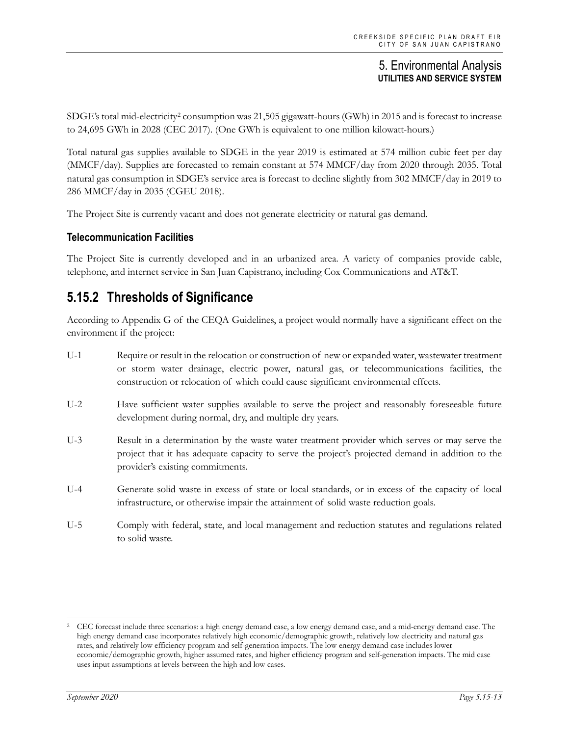SDGE's total mid-electricity[2] consumption was 21,505 gigawatt-hours (GWh) in 2015 and is forecast to increase to 24,695 GWh in 2028 (CEC 2017). (One GWh is equivalent to one million kilowatt-hours.)

Total natural gas supplies available to SDGE in the year 2019 is estimated at 574 million cubic feet per day (MMCF/day). Supplies are forecasted to remain constant at 574 MMCF/day from 2020 through 2035. Total natural gas consumption in SDGE's service area is forecast to decline slightly from 302 MMCF/day in 2019 to 286 MMCF/day in 2035 (CGEU 2018).

The Project Site is currently vacant and does not generate electricity or natural gas demand.

### Telecommunication Facilities

The Project Site is currently developed and in an urbanized area. A variety of companies provide cable, telephone, and internet service in San Juan Capistrano, including Cox Communications and AT&T.

## 5.15.2 Thresholds of Significance

According to Appendix G of the CEQA Guidelines, a project would normally have a significant effect on the environment if the project:

- U-1 Require or result in the relocation or construction of new or expanded water, wastewater treatment or storm water drainage, electric power, natural gas, or telecommunications facilities, the construction or relocation of which could cause significant environmental effects.
- U-2 Have sufficient water supplies available to serve the project and reasonably foreseeable future development during normal, dry, and multiple dry years.
- U-3 Result in a determination by the waste water treatment provider which serves or may serve the project that it has adequate capacity to serve the project's projected demand in addition to the provider's existing commitments.
- U-4 Generate solid waste in excess of state or local standards, or in excess of the capacity of local infrastructure, or otherwise impair the attainment of solid waste reduction goals.
- U-5 Comply with federal, state, and local management and reduction statutes and regulations related to solid waste.

[2] CEC forecast include three scenarios: a high energy demand case, a low energy demand case, and a mid-energy demand case. The high energy demand case incorporates relatively high economic/demographic growth, relatively low electricity and natural gas rates, and relatively low efficiency program and self-generation impacts. The low energy demand case includes lower economic/demographic growth, higher assumed rates, and higher efficiency program and self-generation impacts. The mid case uses input assumptions at levels between the high and low cases.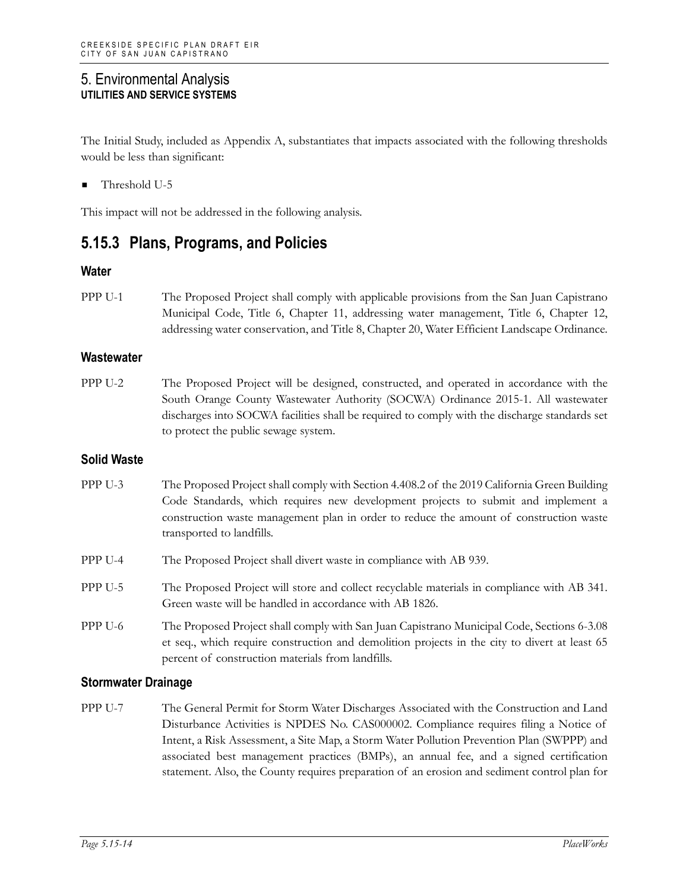# 5. Environmental Analysis
## UTILITIES AND SERVICE SYSTEMS

The Initial Study, included as Appendix A, substantiates that impacts associated with the following thresholds would be less than significant:

- Threshold U-5

This impact will not be addressed in the following analysis.

## 5.15.3 Plans, Programs, and Policies

### Water

PPP U-1 The Proposed Project shall comply with applicable provisions from the San Juan Capistrano Municipal Code, Title 6, Chapter 11, addressing water management, Title 6, Chapter 12, addressing water conservation, and Title 8, Chapter 20, Water Efficient Landscape Ordinance.

### Wastewater

PPP U-2 The Proposed Project will be designed, constructed, and operated in accordance with the South Orange County Wastewater Authority (SOCWA) Ordinance 2015-1. All wastewater discharges into SOCWA facilities shall be required to comply with the discharge standards set to protect the public sewage system.

### Solid Waste

PPP U-3 The Proposed Project shall comply with Section 4.408.2 of the 2019 California Green Building Code Standards, which requires new development projects to submit and implement a construction waste management plan in order to reduce the amount of construction waste transported to landfills.

PPP U-4 The Proposed Project shall divert waste in compliance with AB 939.

PPP U-5 The Proposed Project will store and collect recyclable materials in compliance with AB 341. Green waste will be handled in accordance with AB 1826.

PPP U-6 The Proposed Project shall comply with San Juan Capistrano Municipal Code, Sections 6-3.08 et seq., which require construction and demolition projects in the city to divert at least 65 percent of construction materials from landfills.

### Stormwater Drainage

PPP U-7 The General Permit for Storm Water Discharges Associated with the Construction and Land Disturbance Activities is NPDES No. CAS000002. Compliance requires filing a Notice of Intent, a Risk Assessment, a Site Map, a Storm Water Pollution Prevention Plan (SWPPP) and associated best management practices (BMPs), an annual fee, and a signed certification statement. Also, the County requires preparation of an erosion and sediment control plan for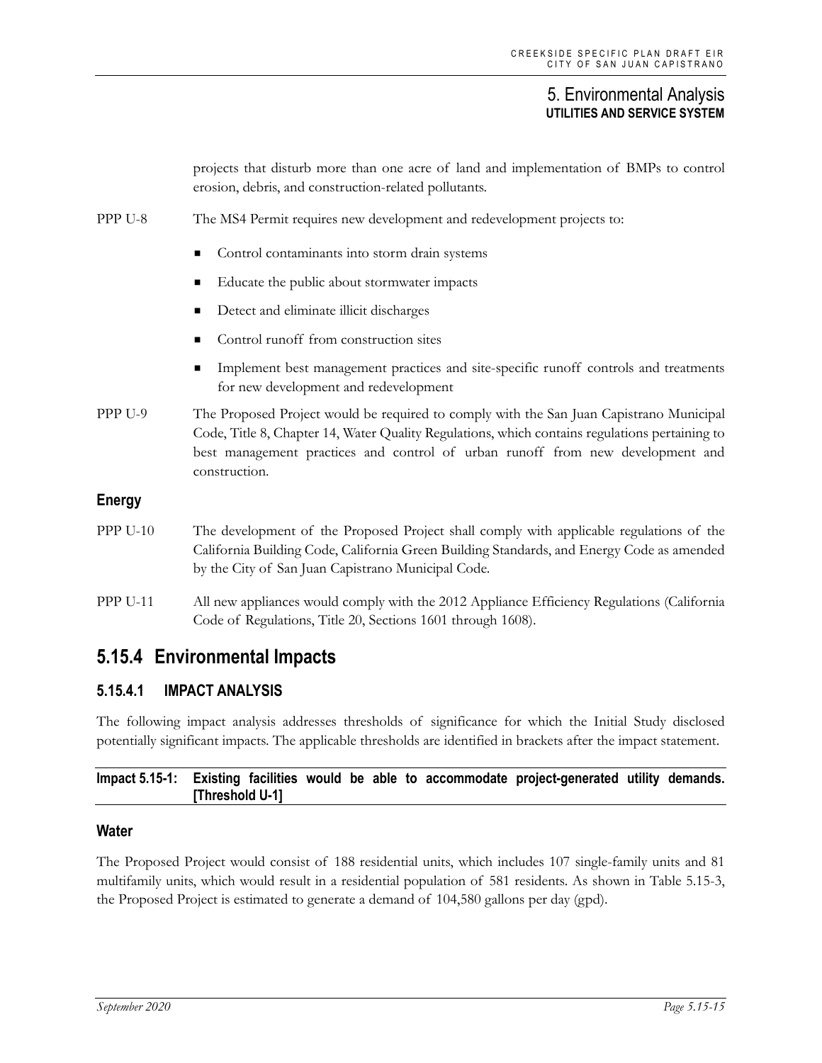projects that disturb more than one acre of land and implementation of BMPs to control erosion, debris, and construction-related pollutants.

PPP U-8 The MS4 Permit requires new development and redevelopment projects to:

- Control contaminants into storm drain systems
- Educate the public about stormwater impacts
- Detect and eliminate illicit discharges
- Control runoff from construction sites
- Implement best management practices and site-specific runoff controls and treatments for new development and redevelopment

PPP U-9 The Proposed Project would be required to comply with the San Juan Capistrano Municipal Code, Title 8, Chapter 14, Water Quality Regulations, which contains regulations pertaining to best management practices and control of urban runoff from new development and construction.

### Energy

PPP U-10 The development of the Proposed Project shall comply with applicable regulations of the California Building Code, California Green Building Standards, and Energy Code as amended by the City of San Juan Capistrano Municipal Code.

PPP U-11 All new appliances would comply with the 2012 Appliance Efficiency Regulations (California Code of Regulations, Title 20, Sections 1601 through 1608).

## 5.15.4 Environmental Impacts

### 5.15.4.1 IMPACT ANALYSIS

The following impact analysis addresses thresholds of significance for which the Initial Study disclosed potentially significant impacts. The applicable thresholds are identified in brackets after the impact statement.

**Impact 5.15-1: Existing facilities would be able to accommodate project-generated utility demands. [Threshold U-1]**

### Water

The Proposed Project would consist of 188 residential units, which includes 107 single-family units and 81 multifamily units, which would result in a residential population of 581 residents. As shown in Table 5.15-3, the Proposed Project is estimated to generate a demand of 104,580 gallons per day (gpd).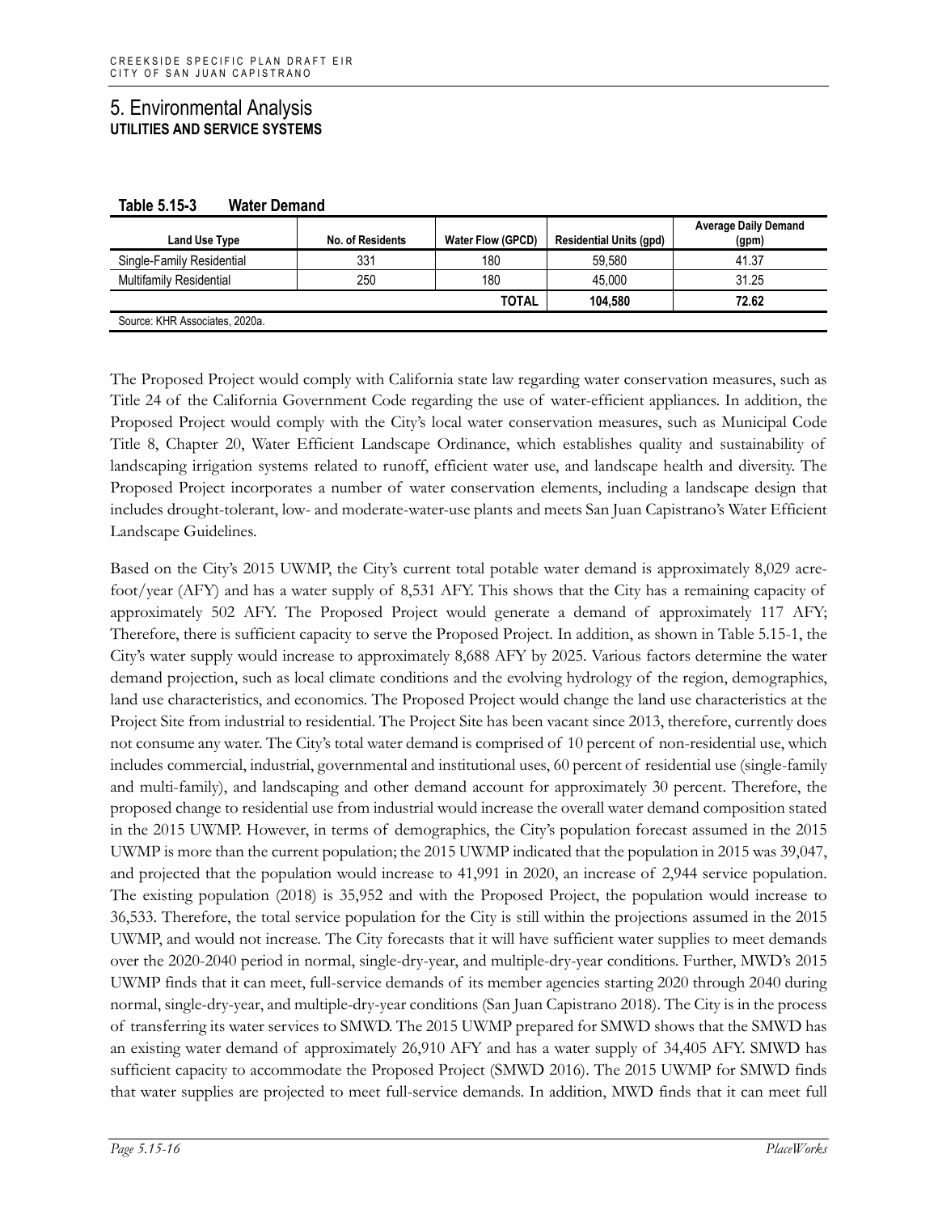# 5. Environmental Analysis

## UTILITIES AND SERVICE SYSTEMS

**Table 5.15-3 Water Demand**

| Land Use Type | No. of Residents | Water Flow (GPCD) | Residential Units (gpd) | Average Daily Demand (gpm) |
|---|---|---|---|---|
| Single-Family Residential | 331 | 180 | 59,580 | 41.37 |
| Multifamily Residential | 250 | 180 | 45,000 | 31.25 |
| | | **TOTAL** | **104,580** | **72.62** |

Source: KHR Associates, 2020a.

The Proposed Project would comply with California state law regarding water conservation measures, such as Title 24 of the California Government Code regarding the use of water-efficient appliances. In addition, the Proposed Project would comply with the City's local water conservation measures, such as Municipal Code Title 8, Chapter 20, Water Efficient Landscape Ordinance, which establishes quality and sustainability of landscaping irrigation systems related to runoff, efficient water use, and landscape health and diversity. The Proposed Project incorporates a number of water conservation elements, including a landscape design that includes drought-tolerant, low- and moderate-water-use plants and meets San Juan Capistrano's Water Efficient Landscape Guidelines.

Based on the City's 2015 UWMP, the City's current total potable water demand is approximately 8,029 acre-foot/year (AFY) and has a water supply of 8,531 AFY. This shows that the City has a remaining capacity of approximately 502 AFY. The Proposed Project would generate a demand of approximately 117 AFY; Therefore, there is sufficient capacity to serve the Proposed Project. In addition, as shown in Table 5.15-1, the City's water supply would increase to approximately 8,688 AFY by 2025. Various factors determine the water demand projection, such as local climate conditions and the evolving hydrology of the region, demographics, land use characteristics, and economics. The Proposed Project would change the land use characteristics at the Project Site from industrial to residential. The Project Site has been vacant since 2013, therefore, currently does not consume any water. The City's total water demand is comprised of 10 percent of non-residential use, which includes commercial, industrial, governmental and institutional uses, 60 percent of residential use (single-family and multi-family), and landscaping and other demand account for approximately 30 percent. Therefore, the proposed change to residential use from industrial would increase the overall water demand composition stated in the 2015 UWMP. However, in terms of demographics, the City's population forecast assumed in the 2015 UWMP is more than the current population; the 2015 UWMP indicated that the population in 2015 was 39,047, and projected that the population would increase to 41,991 in 2020, an increase of 2,944 service population. The existing population (2018) is 35,952 and with the Proposed Project, the population would increase to 36,533. Therefore, the total service population for the City is still within the projections assumed in the 2015 UWMP, and would not increase. The City forecasts that it will have sufficient water supplies to meet demands over the 2020-2040 period in normal, single-dry-year, and multiple-dry-year conditions. Further, MWD's 2015 UWMP finds that it can meet, full-service demands of its member agencies starting 2020 through 2040 during normal, single-dry-year, and multiple-dry-year conditions (San Juan Capistrano 2018). The City is in the process of transferring its water services to SMWD. The 2015 UWMP prepared for SMWD shows that the SMWD has an existing water demand of approximately 26,910 AFY and has a water supply of 34,405 AFY. SMWD has sufficient capacity to accommodate the Proposed Project (SMWD 2016). The 2015 UWMP for SMWD finds that water supplies are projected to meet full-service demands. In addition, MWD finds that it can meet full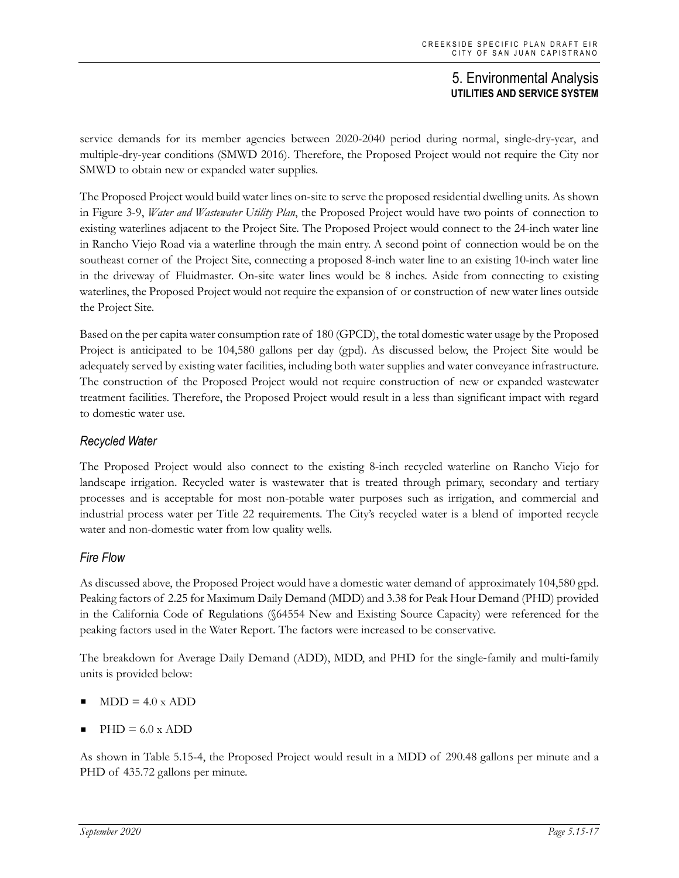service demands for its member agencies between 2020-2040 period during normal, single-dry-year, and multiple-dry-year conditions (SMWD 2016). Therefore, the Proposed Project would not require the City nor SMWD to obtain new or expanded water supplies.

The Proposed Project would build water lines on-site to serve the proposed residential dwelling units. As shown in Figure 3-9, *Water and Wastewater Utility Plan*, the Proposed Project would have two points of connection to existing waterlines adjacent to the Project Site. The Proposed Project would connect to the 24-inch water line in Rancho Viejo Road via a waterline through the main entry. A second point of connection would be on the southeast corner of the Project Site, connecting a proposed 8-inch water line to an existing 10-inch water line in the driveway of Fluidmaster. On-site water lines would be 8 inches. Aside from connecting to existing waterlines, the Proposed Project would not require the expansion of or construction of new water lines outside the Project Site.

Based on the per capita water consumption rate of 180 (GPCD), the total domestic water usage by the Proposed Project is anticipated to be 104,580 gallons per day (gpd). As discussed below, the Project Site would be adequately served by existing water facilities, including both water supplies and water conveyance infrastructure. The construction of the Proposed Project would not require construction of new or expanded wastewater treatment facilities. Therefore, the Proposed Project would result in a less than significant impact with regard to domestic water use.

### *Recycled Water*

The Proposed Project would also connect to the existing 8-inch recycled waterline on Rancho Viejo for landscape irrigation. Recycled water is wastewater that is treated through primary, secondary and tertiary processes and is acceptable for most non-potable water purposes such as irrigation, and commercial and industrial process water per Title 22 requirements. The City's recycled water is a blend of imported recycle water and non-domestic water from low quality wells.

### *Fire Flow*

As discussed above, the Proposed Project would have a domestic water demand of approximately 104,580 gpd. Peaking factors of 2.25 for Maximum Daily Demand (MDD) and 3.38 for Peak Hour Demand (PHD) provided in the California Code of Regulations (§64554 New and Existing Source Capacity) were referenced for the peaking factors used in the Water Report. The factors were increased to be conservative.

The breakdown for Average Daily Demand (ADD), MDD, and PHD for the single-family and multi-family units is provided below:

- MDD = 4.0 x ADD
- PHD = 6.0 x ADD

As shown in Table 5.15-4, the Proposed Project would result in a MDD of 290.48 gallons per minute and a PHD of 435.72 gallons per minute.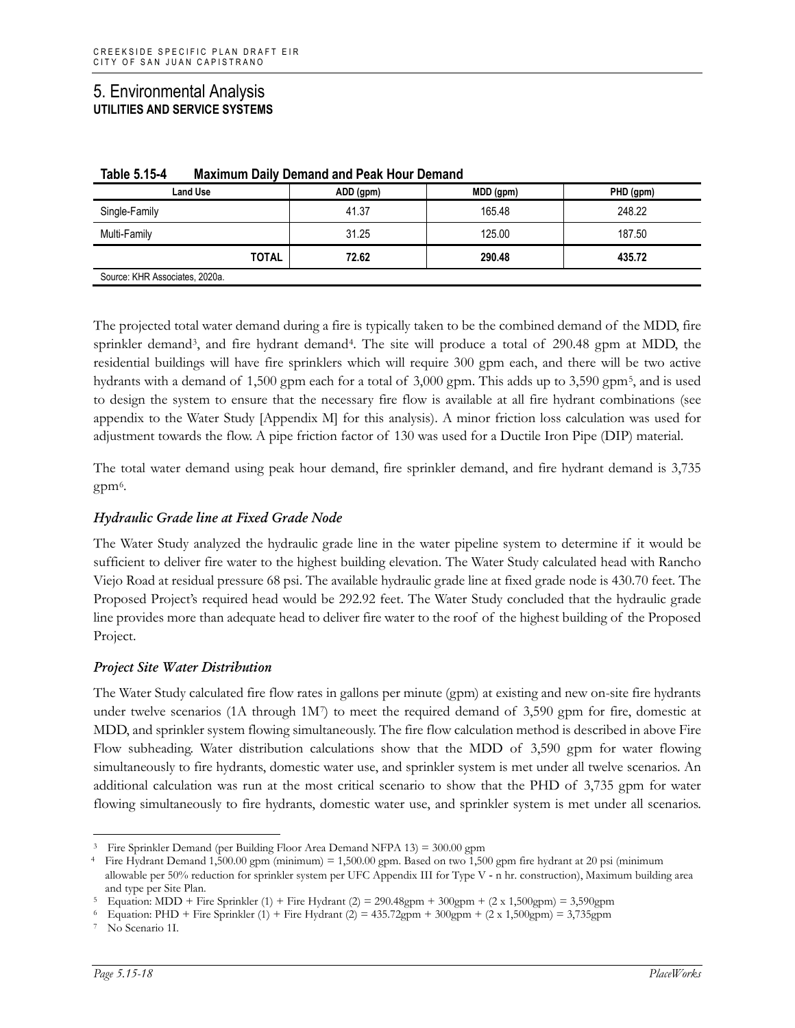# 5. Environmental Analysis

## UTILITIES AND SERVICE SYSTEMS

**Table 5.15-4 Maximum Daily Demand and Peak Hour Demand**

| Land Use | ADD (gpm) | MDD (gpm) | PHD (gpm) |
|---|---|---|---|
| Single-Family | 41.37 | 165.48 | 248.22 |
| Multi-Family | 31.25 | 125.00 | 187.50 |
| **TOTAL** | **72.62** | **290.48** | **435.72** |
| Source: KHR Associates, 2020a. | | | |

The projected total water demand during a fire is typically taken to be the combined demand of the MDD, fire sprinkler demand[3], and fire hydrant demand[4]. The site will produce a total of 290.48 gpm at MDD, the residential buildings will have fire sprinklers which will require 300 gpm each, and there will be two active hydrants with a demand of 1,500 gpm each for a total of 3,000 gpm. This adds up to 3,590 gpm[5], and is used to design the system to ensure that the necessary fire flow is available at all fire hydrant combinations (see appendix to the Water Study [Appendix M] for this analysis). A minor friction loss calculation was used for adjustment towards the flow. A pipe friction factor of 130 was used for a Ductile Iron Pipe (DIP) material.

The total water demand using peak hour demand, fire sprinkler demand, and fire hydrant demand is 3,735 gpm[6].

### *Hydraulic Grade line at Fixed Grade Node*

The Water Study analyzed the hydraulic grade line in the water pipeline system to determine if it would be sufficient to deliver fire water to the highest building elevation. The Water Study calculated head with Rancho Viejo Road at residual pressure 68 psi. The available hydraulic grade line at fixed grade node is 430.70 feet. The Proposed Project's required head would be 292.92 feet. The Water Study concluded that the hydraulic grade line provides more than adequate head to deliver fire water to the roof of the highest building of the Proposed Project.

### *Project Site Water Distribution*

The Water Study calculated fire flow rates in gallons per minute (gpm) at existing and new on-site fire hydrants under twelve scenarios (1A through 1M[7]) to meet the required demand of 3,590 gpm for fire, domestic at MDD, and sprinkler system flowing simultaneously. The fire flow calculation method is described in above Fire Flow subheading. Water distribution calculations show that the MDD of 3,590 gpm for water flowing simultaneously to fire hydrants, domestic water use, and sprinkler system is met under all twelve scenarios. An additional calculation was run at the most critical scenario to show that the PHD of 3,735 gpm for water flowing simultaneously to fire hydrants, domestic water use, and sprinkler system is met under all scenarios.

---

[3] Fire Sprinkler Demand (per Building Floor Area Demand NFPA 13) = 300.00 gpm

[4] Fire Hydrant Demand 1,500.00 gpm (minimum) = 1,500.00 gpm. Based on two 1,500 gpm fire hydrant at 20 psi (minimum allowable per 50% reduction for sprinkler system per UFC Appendix III for Type V - n hr. construction), Maximum building area and type per Site Plan.

[5] Equation: MDD + Fire Sprinkler (1) + Fire Hydrant (2) = 290.48gpm + 300gpm + (2 x 1,500gpm) = 3,590gpm

[6] Equation: PHD + Fire Sprinkler (1) + Fire Hydrant (2) = 435.72gpm + 300gpm + (2 x 1,500gpm) = 3,735gpm

[7] No Scenario 1I.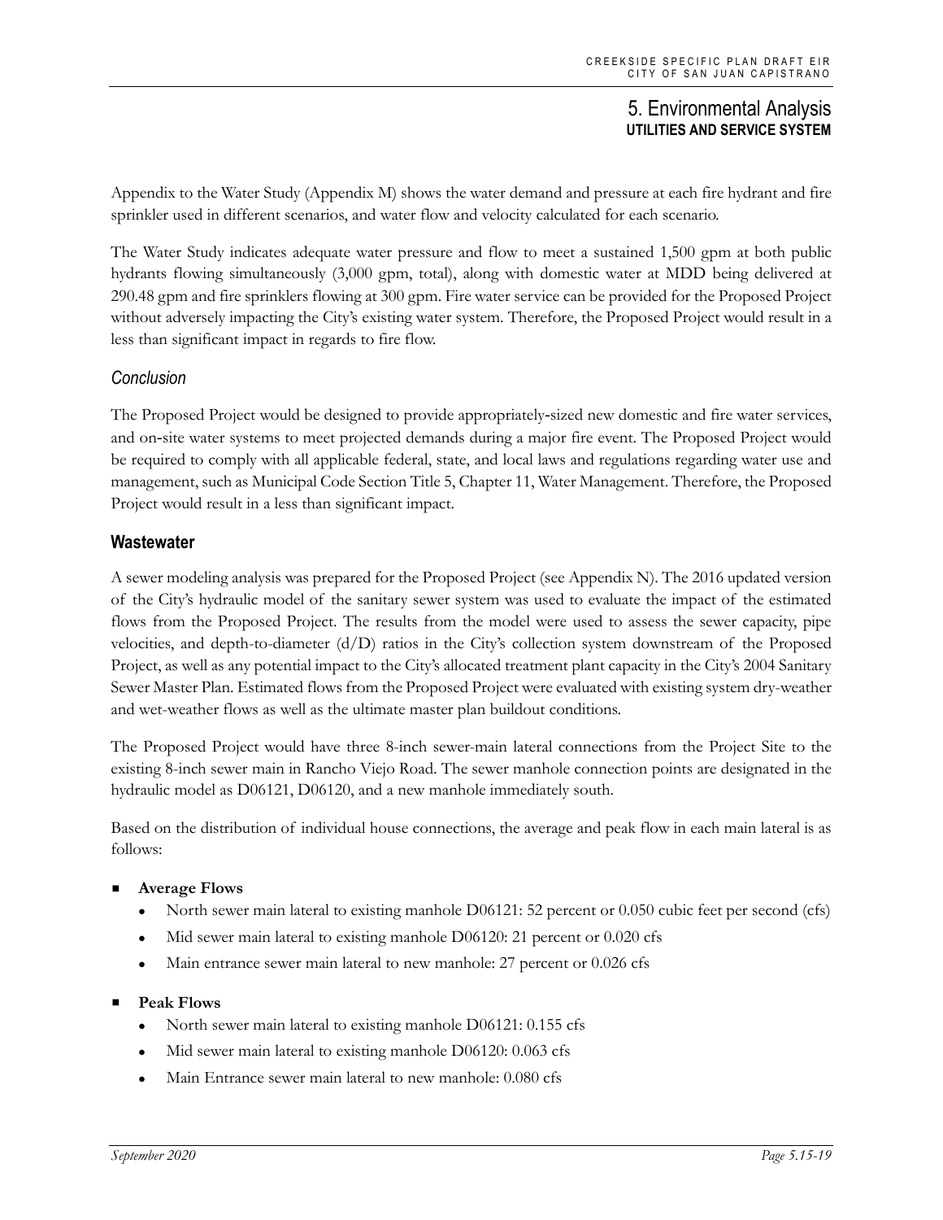Appendix to the Water Study (Appendix M) shows the water demand and pressure at each fire hydrant and fire sprinkler used in different scenarios, and water flow and velocity calculated for each scenario.

The Water Study indicates adequate water pressure and flow to meet a sustained 1,500 gpm at both public hydrants flowing simultaneously (3,000 gpm, total), along with domestic water at MDD being delivered at 290.48 gpm and fire sprinklers flowing at 300 gpm. Fire water service can be provided for the Proposed Project without adversely impacting the City's existing water system. Therefore, the Proposed Project would result in a less than significant impact in regards to fire flow.

#### *Conclusion*

The Proposed Project would be designed to provide appropriately-sized new domestic and fire water services, and on-site water systems to meet projected demands during a major fire event. The Proposed Project would be required to comply with all applicable federal, state, and local laws and regulations regarding water use and management, such as Municipal Code Section Title 5, Chapter 11, Water Management. Therefore, the Proposed Project would result in a less than significant impact.

### Wastewater

A sewer modeling analysis was prepared for the Proposed Project (see Appendix N). The 2016 updated version of the City's hydraulic model of the sanitary sewer system was used to evaluate the impact of the estimated flows from the Proposed Project. The results from the model were used to assess the sewer capacity, pipe velocities, and depth-to-diameter (d/D) ratios in the City's collection system downstream of the Proposed Project, as well as any potential impact to the City's allocated treatment plant capacity in the City's 2004 Sanitary Sewer Master Plan. Estimated flows from the Proposed Project were evaluated with existing system dry-weather and wet-weather flows as well as the ultimate master plan buildout conditions.

The Proposed Project would have three 8-inch sewer-main lateral connections from the Project Site to the existing 8-inch sewer main in Rancho Viejo Road. The sewer manhole connection points are designated in the hydraulic model as D06121, D06120, and a new manhole immediately south.

Based on the distribution of individual house connections, the average and peak flow in each main lateral is as follows:

- **Average Flows**
  - North sewer main lateral to existing manhole D06121: 52 percent or 0.050 cubic feet per second (cfs)
  - Mid sewer main lateral to existing manhole D06120: 21 percent or 0.020 cfs
  - Main entrance sewer main lateral to new manhole: 27 percent or 0.026 cfs
- **Peak Flows**
  - North sewer main lateral to existing manhole D06121: 0.155 cfs
  - Mid sewer main lateral to existing manhole D06120: 0.063 cfs
  - Main Entrance sewer main lateral to new manhole: 0.080 cfs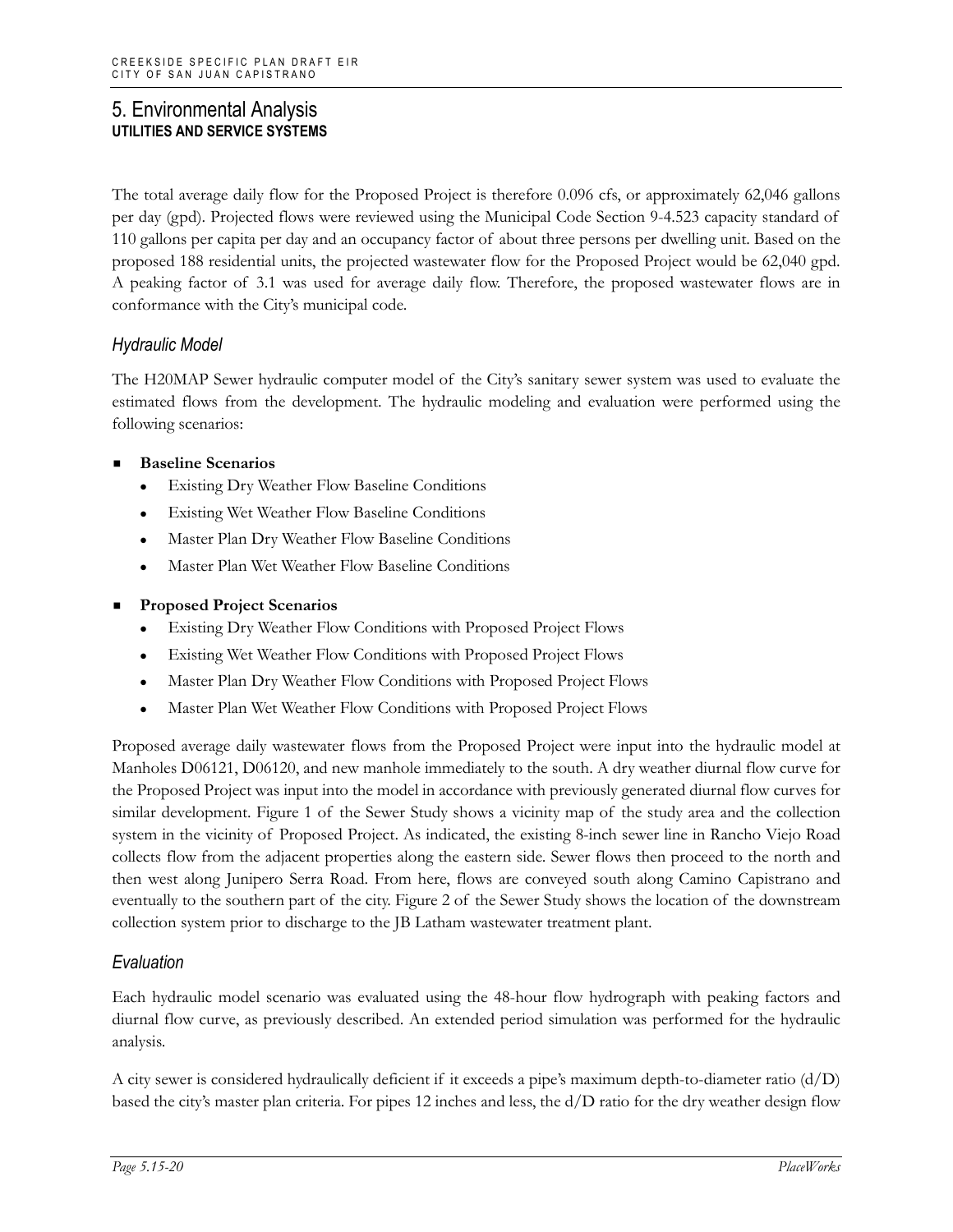The total average daily flow for the Proposed Project is therefore 0.096 cfs, or approximately 62,046 gallons per day (gpd). Projected flows were reviewed using the Municipal Code Section 9-4.523 capacity standard of 110 gallons per capita per day and an occupancy factor of about three persons per dwelling unit. Based on the proposed 188 residential units, the projected wastewater flow for the Proposed Project would be 62,040 gpd. A peaking factor of 3.1 was used for average daily flow. Therefore, the proposed wastewater flows are in conformance with the City's municipal code.

### *Hydraulic Model*

The H20MAP Sewer hydraulic computer model of the City's sanitary sewer system was used to evaluate the estimated flows from the development. The hydraulic modeling and evaluation were performed using the following scenarios:

- **Baseline Scenarios**
  - Existing Dry Weather Flow Baseline Conditions
  - Existing Wet Weather Flow Baseline Conditions
  - Master Plan Dry Weather Flow Baseline Conditions
  - Master Plan Wet Weather Flow Baseline Conditions
- **Proposed Project Scenarios**
  - Existing Dry Weather Flow Conditions with Proposed Project Flows
  - Existing Wet Weather Flow Conditions with Proposed Project Flows
  - Master Plan Dry Weather Flow Conditions with Proposed Project Flows
  - Master Plan Wet Weather Flow Conditions with Proposed Project Flows

Proposed average daily wastewater flows from the Proposed Project were input into the hydraulic model at Manholes D06121, D06120, and new manhole immediately to the south. A dry weather diurnal flow curve for the Proposed Project was input into the model in accordance with previously generated diurnal flow curves for similar development. Figure 1 of the Sewer Study shows a vicinity map of the study area and the collection system in the vicinity of Proposed Project. As indicated, the existing 8-inch sewer line in Rancho Viejo Road collects flow from the adjacent properties along the eastern side. Sewer flows then proceed to the north and then west along Junipero Serra Road. From here, flows are conveyed south along Camino Capistrano and eventually to the southern part of the city. Figure 2 of the Sewer Study shows the location of the downstream collection system prior to discharge to the JB Latham wastewater treatment plant.

### *Evaluation*

Each hydraulic model scenario was evaluated using the 48-hour flow hydrograph with peaking factors and diurnal flow curve, as previously described. An extended period simulation was performed for the hydraulic analysis.

A city sewer is considered hydraulically deficient if it exceeds a pipe's maximum depth-to-diameter ratio (d/D) based the city's master plan criteria. For pipes 12 inches and less, the d/D ratio for the dry weather design flow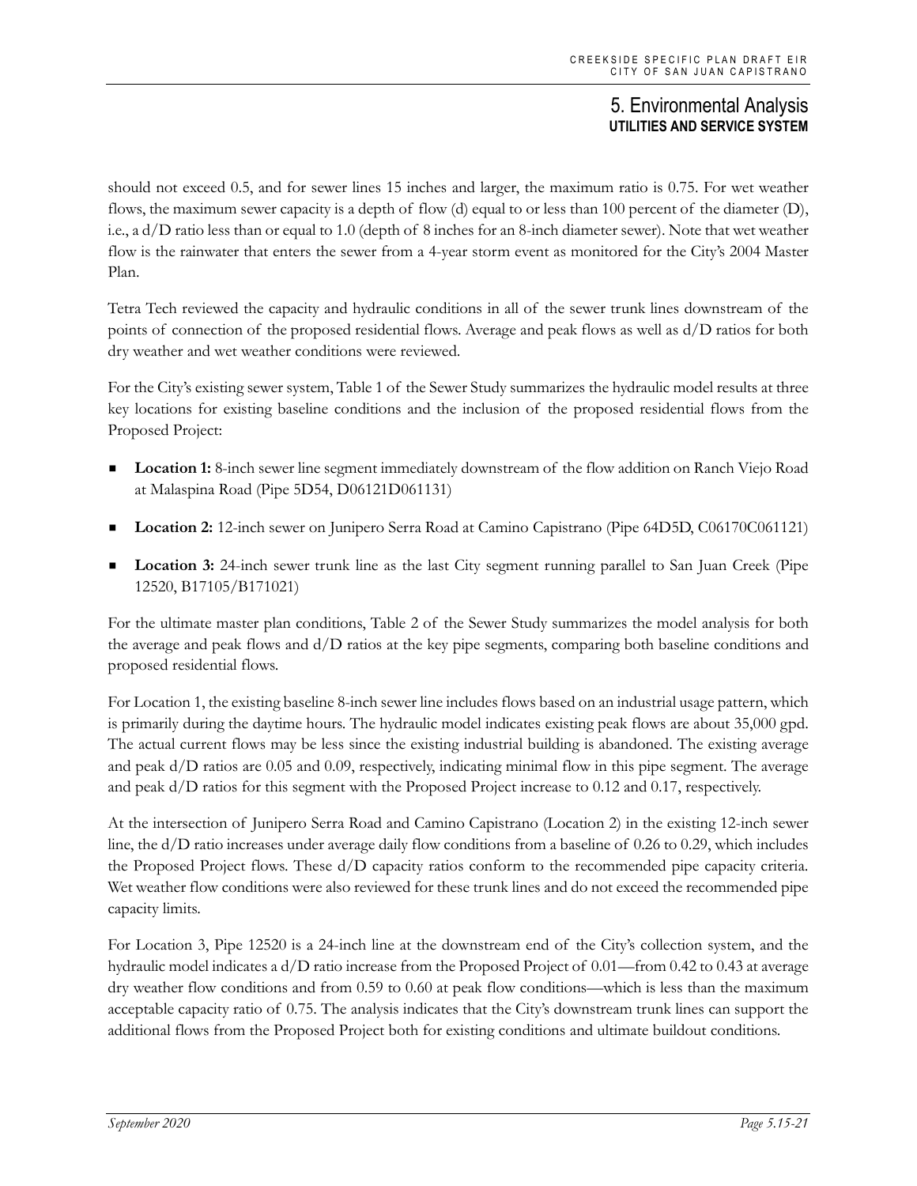should not exceed 0.5, and for sewer lines 15 inches and larger, the maximum ratio is 0.75. For wet weather flows, the maximum sewer capacity is a depth of flow (d) equal to or less than 100 percent of the diameter (D), i.e., a d/D ratio less than or equal to 1.0 (depth of 8 inches for an 8-inch diameter sewer). Note that wet weather flow is the rainwater that enters the sewer from a 4-year storm event as monitored for the City's 2004 Master Plan.

Tetra Tech reviewed the capacity and hydraulic conditions in all of the sewer trunk lines downstream of the points of connection of the proposed residential flows. Average and peak flows as well as d/D ratios for both dry weather and wet weather conditions were reviewed.

For the City's existing sewer system, Table 1 of the Sewer Study summarizes the hydraulic model results at three key locations for existing baseline conditions and the inclusion of the proposed residential flows from the Proposed Project:

- **Location 1:** 8-inch sewer line segment immediately downstream of the flow addition on Ranch Viejo Road at Malaspina Road (Pipe 5D54, D06121D061131)
- **Location 2:** 12-inch sewer on Junipero Serra Road at Camino Capistrano (Pipe 64D5D, C06170C061121)
- **Location 3:** 24-inch sewer trunk line as the last City segment running parallel to San Juan Creek (Pipe 12520, B17105/B171021)

For the ultimate master plan conditions, Table 2 of the Sewer Study summarizes the model analysis for both the average and peak flows and d/D ratios at the key pipe segments, comparing both baseline conditions and proposed residential flows.

For Location 1, the existing baseline 8-inch sewer line includes flows based on an industrial usage pattern, which is primarily during the daytime hours. The hydraulic model indicates existing peak flows are about 35,000 gpd. The actual current flows may be less since the existing industrial building is abandoned. The existing average and peak d/D ratios are 0.05 and 0.09, respectively, indicating minimal flow in this pipe segment. The average and peak d/D ratios for this segment with the Proposed Project increase to 0.12 and 0.17, respectively.

At the intersection of Junipero Serra Road and Camino Capistrano (Location 2) in the existing 12-inch sewer line, the d/D ratio increases under average daily flow conditions from a baseline of 0.26 to 0.29, which includes the Proposed Project flows. These d/D capacity ratios conform to the recommended pipe capacity criteria. Wet weather flow conditions were also reviewed for these trunk lines and do not exceed the recommended pipe capacity limits.

For Location 3, Pipe 12520 is a 24-inch line at the downstream end of the City's collection system, and the hydraulic model indicates a d/D ratio increase from the Proposed Project of 0.01—from 0.42 to 0.43 at average dry weather flow conditions and from 0.59 to 0.60 at peak flow conditions—which is less than the maximum acceptable capacity ratio of 0.75. The analysis indicates that the City's downstream trunk lines can support the additional flows from the Proposed Project both for existing conditions and ultimate buildout conditions.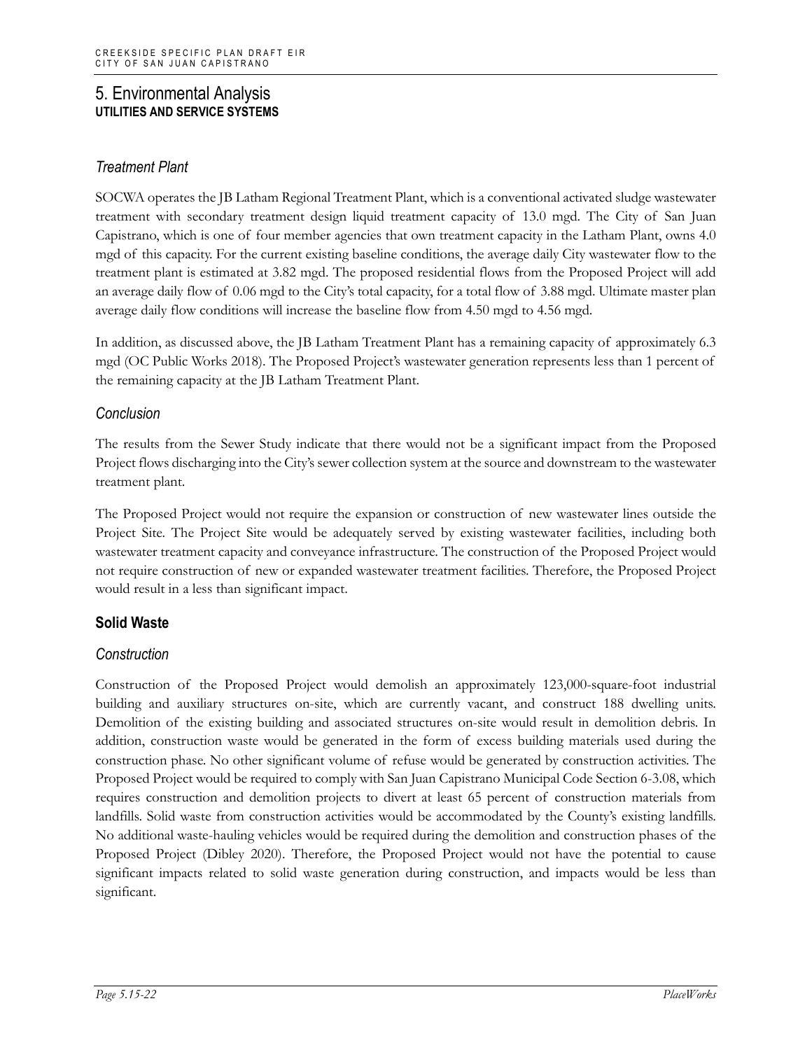## 5. Environmental Analysis
**UTILITIES AND SERVICE SYSTEMS**

### *Treatment Plant*

SOCWA operates the JB Latham Regional Treatment Plant, which is a conventional activated sludge wastewater treatment with secondary treatment design liquid treatment capacity of 13.0 mgd. The City of San Juan Capistrano, which is one of four member agencies that own treatment capacity in the Latham Plant, owns 4.0 mgd of this capacity. For the current existing baseline conditions, the average daily City wastewater flow to the treatment plant is estimated at 3.82 mgd. The proposed residential flows from the Proposed Project will add an average daily flow of 0.06 mgd to the City's total capacity, for a total flow of 3.88 mgd. Ultimate master plan average daily flow conditions will increase the baseline flow from 4.50 mgd to 4.56 mgd.

In addition, as discussed above, the JB Latham Treatment Plant has a remaining capacity of approximately 6.3 mgd (OC Public Works 2018). The Proposed Project's wastewater generation represents less than 1 percent of the remaining capacity at the JB Latham Treatment Plant.

### *Conclusion*

The results from the Sewer Study indicate that there would not be a significant impact from the Proposed Project flows discharging into the City's sewer collection system at the source and downstream to the wastewater treatment plant.

The Proposed Project would not require the expansion or construction of new wastewater lines outside the Project Site. The Project Site would be adequately served by existing wastewater facilities, including both wastewater treatment capacity and conveyance infrastructure. The construction of the Proposed Project would not require construction of new or expanded wastewater treatment facilities. Therefore, the Proposed Project would result in a less than significant impact.

### Solid Waste

### *Construction*

Construction of the Proposed Project would demolish an approximately 123,000-square-foot industrial building and auxiliary structures on-site, which are currently vacant, and construct 188 dwelling units. Demolition of the existing building and associated structures on-site would result in demolition debris. In addition, construction waste would be generated in the form of excess building materials used during the construction phase. No other significant volume of refuse would be generated by construction activities. The Proposed Project would be required to comply with San Juan Capistrano Municipal Code Section 6-3.08, which requires construction and demolition projects to divert at least 65 percent of construction materials from landfills. Solid waste from construction activities would be accommodated by the County's existing landfills. No additional waste-hauling vehicles would be required during the demolition and construction phases of the Proposed Project (Dibley 2020). Therefore, the Proposed Project would not have the potential to cause significant impacts related to solid waste generation during construction, and impacts would be less than significant.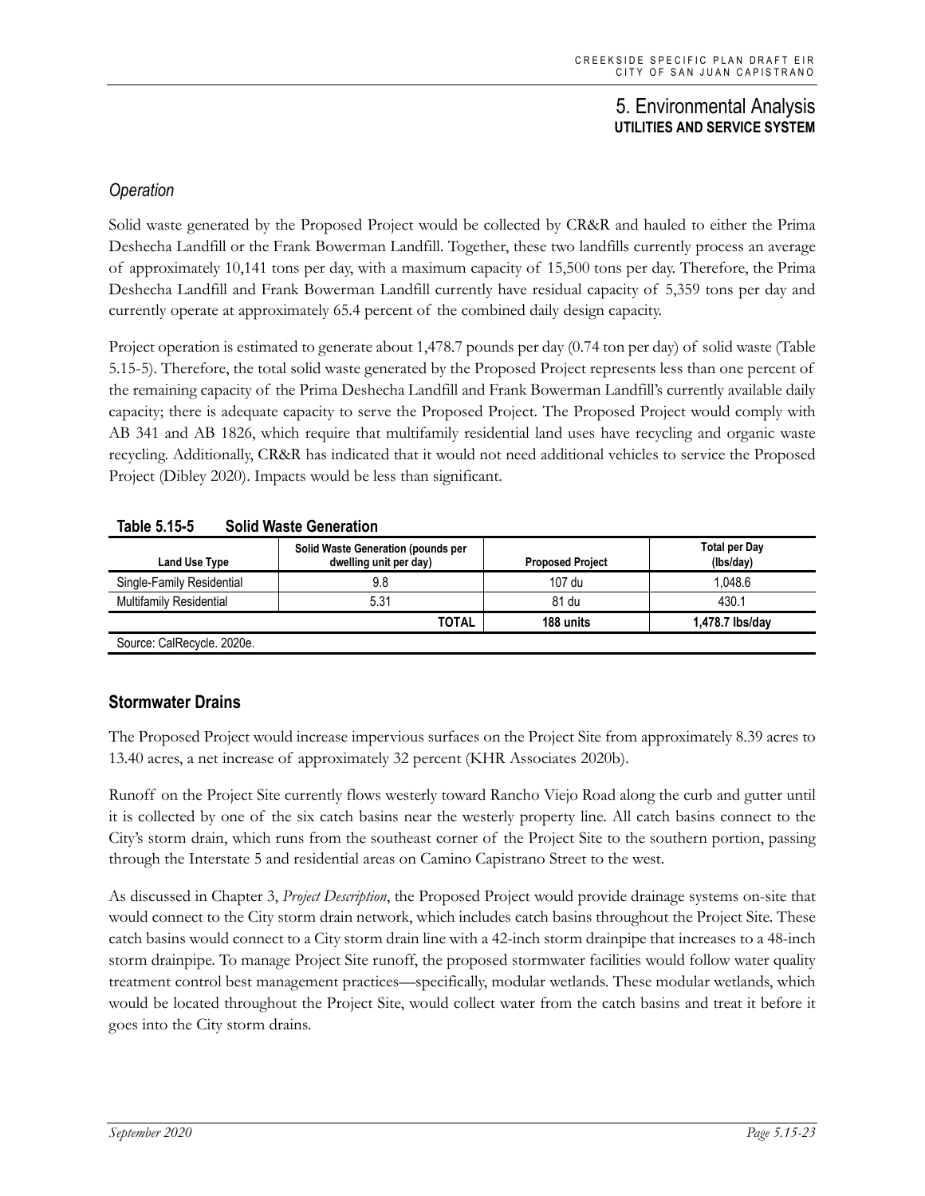### *Operation*

Solid waste generated by the Proposed Project would be collected by CR&R and hauled to either the Prima Deshecha Landfill or the Frank Bowerman Landfill. Together, these two landfills currently process an average of approximately 10,141 tons per day, with a maximum capacity of 15,500 tons per day. Therefore, the Prima Deshecha Landfill and Frank Bowerman Landfill currently have residual capacity of 5,359 tons per day and currently operate at approximately 65.4 percent of the combined daily design capacity.

Project operation is estimated to generate about 1,478.7 pounds per day (0.74 ton per day) of solid waste (Table 5.15-5). Therefore, the total solid waste generated by the Proposed Project represents less than one percent of the remaining capacity of the Prima Deshecha Landfill and Frank Bowerman Landfill's currently available daily capacity; there is adequate capacity to serve the Proposed Project. The Proposed Project would comply with AB 341 and AB 1826, which require that multifamily residential land uses have recycling and organic waste recycling. Additionally, CR&R has indicated that it would not need additional vehicles to service the Proposed Project (Dibley 2020). Impacts would be less than significant.

**Table 5.15-5 Solid Waste Generation**

| Land Use Type | Solid Waste Generation (pounds per dwelling unit per day) | Proposed Project | Total per Day (lbs/day) |
|---|---|---|---|
| Single-Family Residential | 9.8 | 107 du | 1,048.6 |
| Multifamily Residential | 5.31 | 81 du | 430.1 |
| | **TOTAL** | **188 units** | **1,478.7 lbs/day** |

Source: CalRecycle. 2020e.

## Stormwater Drains

The Proposed Project would increase impervious surfaces on the Project Site from approximately 8.39 acres to 13.40 acres, a net increase of approximately 32 percent (KHR Associates 2020b).

Runoff on the Project Site currently flows westerly toward Rancho Viejo Road along the curb and gutter until it is collected by one of the six catch basins near the westerly property line. All catch basins connect to the City's storm drain, which runs from the southeast corner of the Project Site to the southern portion, passing through the Interstate 5 and residential areas on Camino Capistrano Street to the west.

As discussed in Chapter 3, *Project Description*, the Proposed Project would provide drainage systems on-site that would connect to the City storm drain network, which includes catch basins throughout the Project Site. These catch basins would connect to a City storm drain line with a 42-inch storm drainpipe that increases to a 48-inch storm drainpipe. To manage Project Site runoff, the proposed stormwater facilities would follow water quality treatment control best management practices—specifically, modular wetlands. These modular wetlands, which would be located throughout the Project Site, would collect water from the catch basins and treat it before it goes into the City storm drains.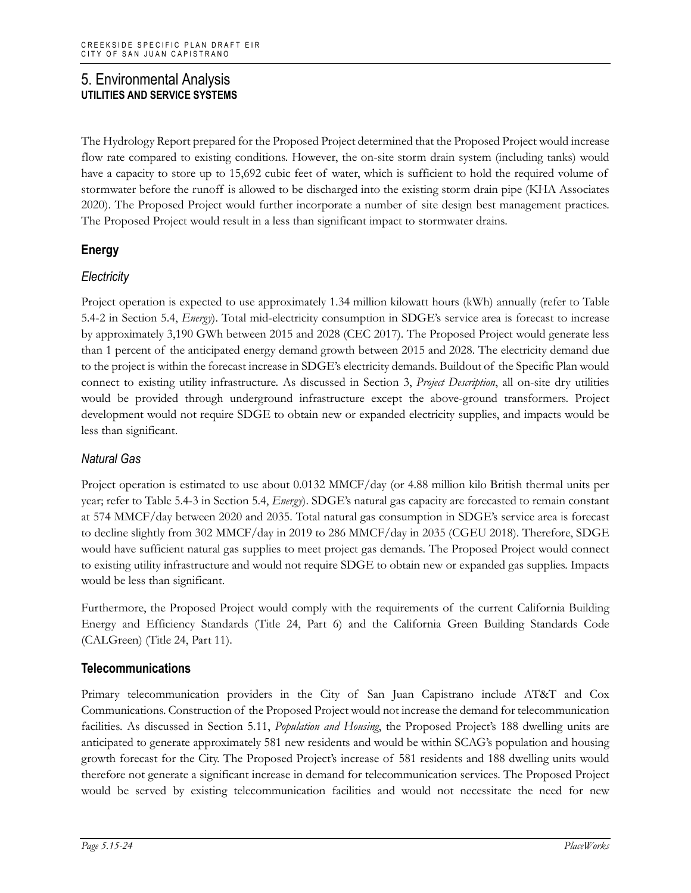The Hydrology Report prepared for the Proposed Project determined that the Proposed Project would increase flow rate compared to existing conditions. However, the on-site storm drain system (including tanks) would have a capacity to store up to 15,692 cubic feet of water, which is sufficient to hold the required volume of stormwater before the runoff is allowed to be discharged into the existing storm drain pipe (KHA Associates 2020). The Proposed Project would further incorporate a number of site design best management practices. The Proposed Project would result in a less than significant impact to stormwater drains.

### Energy

#### *Electricity*

Project operation is expected to use approximately 1.34 million kilowatt hours (kWh) annually (refer to Table 5.4-2 in Section 5.4, *Energy*). Total mid-electricity consumption in SDGE's service area is forecast to increase by approximately 3,190 GWh between 2015 and 2028 (CEC 2017). The Proposed Project would generate less than 1 percent of the anticipated energy demand growth between 2015 and 2028. The electricity demand due to the project is within the forecast increase in SDGE's electricity demands. Buildout of the Specific Plan would connect to existing utility infrastructure. As discussed in Section 3, *Project Description*, all on-site dry utilities would be provided through underground infrastructure except the above-ground transformers. Project development would not require SDGE to obtain new or expanded electricity supplies, and impacts would be less than significant.

#### *Natural Gas*

Project operation is estimated to use about 0.0132 MMCF/day (or 4.88 million kilo British thermal units per year; refer to Table 5.4-3 in Section 5.4, *Energy*). SDGE's natural gas capacity are forecasted to remain constant at 574 MMCF/day between 2020 and 2035. Total natural gas consumption in SDGE's service area is forecast to decline slightly from 302 MMCF/day in 2019 to 286 MMCF/day in 2035 (CGEU 2018). Therefore, SDGE would have sufficient natural gas supplies to meet project gas demands. The Proposed Project would connect to existing utility infrastructure and would not require SDGE to obtain new or expanded gas supplies. Impacts would be less than significant.

Furthermore, the Proposed Project would comply with the requirements of the current California Building Energy and Efficiency Standards (Title 24, Part 6) and the California Green Building Standards Code (CALGreen) (Title 24, Part 11).

### Telecommunications

Primary telecommunication providers in the City of San Juan Capistrano include AT&T and Cox Communications. Construction of the Proposed Project would not increase the demand for telecommunication facilities. As discussed in Section 5.11, *Population and Housing*, the Proposed Project's 188 dwelling units are anticipated to generate approximately 581 new residents and would be within SCAG's population and housing growth forecast for the City. The Proposed Project's increase of 581 residents and 188 dwelling units would therefore not generate a significant increase in demand for telecommunication services. The Proposed Project would be served by existing telecommunication facilities and would not necessitate the need for new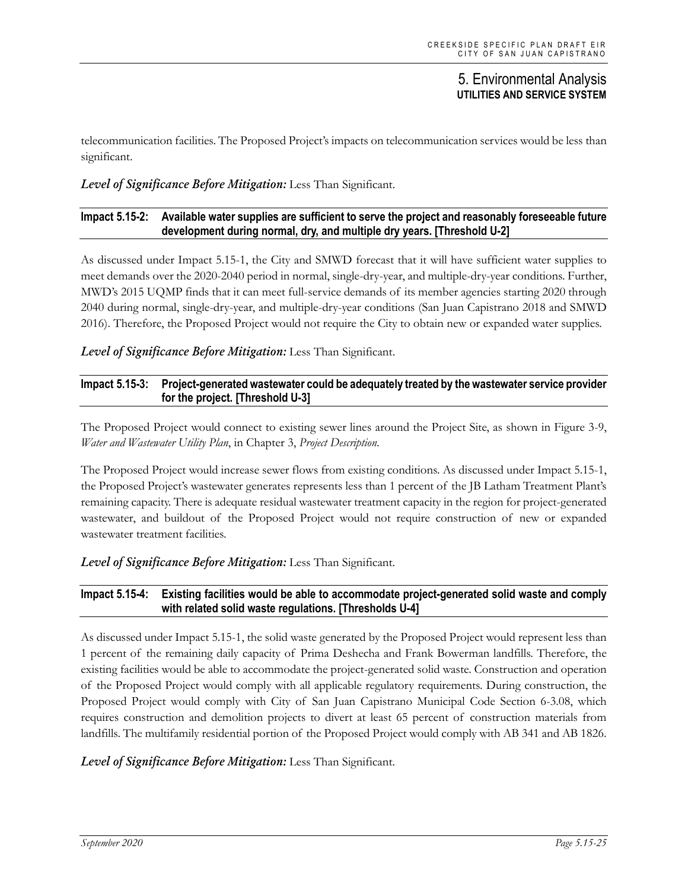telecommunication facilities. The Proposed Project's impacts on telecommunication services would be less than significant.

***Level of Significance Before Mitigation:*** Less Than Significant.

**Impact 5.15-2: Available water supplies are sufficient to serve the project and reasonably foreseeable future development during normal, dry, and multiple dry years. [Threshold U-2]**

As discussed under Impact 5.15-1, the City and SMWD forecast that it will have sufficient water supplies to meet demands over the 2020-2040 period in normal, single-dry-year, and multiple-dry-year conditions. Further, MWD's 2015 UQMP finds that it can meet full-service demands of its member agencies starting 2020 through 2040 during normal, single-dry-year, and multiple-dry-year conditions (San Juan Capistrano 2018 and SMWD 2016). Therefore, the Proposed Project would not require the City to obtain new or expanded water supplies.

***Level of Significance Before Mitigation:*** Less Than Significant.

**Impact 5.15-3: Project-generated wastewater could be adequately treated by the wastewater service provider for the project. [Threshold U-3]**

The Proposed Project would connect to existing sewer lines around the Project Site, as shown in Figure 3-9, *Water and Wastewater Utility Plan*, in Chapter 3, *Project Description*.

The Proposed Project would increase sewer flows from existing conditions. As discussed under Impact 5.15-1, the Proposed Project's wastewater generates represents less than 1 percent of the JB Latham Treatment Plant's remaining capacity. There is adequate residual wastewater treatment capacity in the region for project-generated wastewater, and buildout of the Proposed Project would not require construction of new or expanded wastewater treatment facilities.

***Level of Significance Before Mitigation:*** Less Than Significant.

**Impact 5.15-4: Existing facilities would be able to accommodate project-generated solid waste and comply with related solid waste regulations. [Thresholds U-4]**

As discussed under Impact 5.15-1, the solid waste generated by the Proposed Project would represent less than 1 percent of the remaining daily capacity of Prima Deshecha and Frank Bowerman landfills. Therefore, the existing facilities would be able to accommodate the project-generated solid waste. Construction and operation of the Proposed Project would comply with all applicable regulatory requirements. During construction, the Proposed Project would comply with City of San Juan Capistrano Municipal Code Section 6-3.08, which requires construction and demolition projects to divert at least 65 percent of construction materials from landfills. The multifamily residential portion of the Proposed Project would comply with AB 341 and AB 1826.

***Level of Significance Before Mitigation:*** Less Than Significant.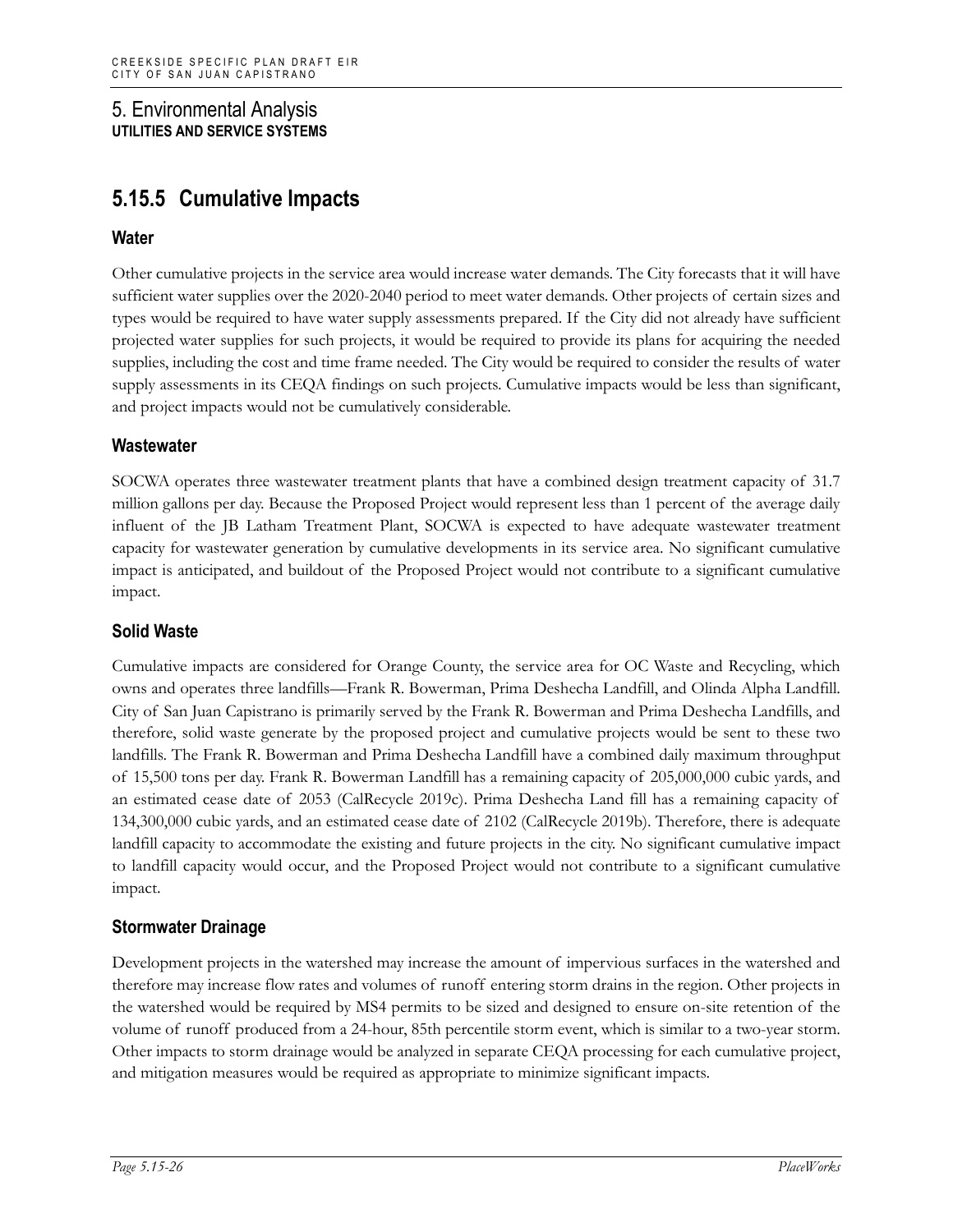## 5.15.5 Cumulative Impacts

### Water

Other cumulative projects in the service area would increase water demands. The City forecasts that it will have sufficient water supplies over the 2020-2040 period to meet water demands. Other projects of certain sizes and types would be required to have water supply assessments prepared. If the City did not already have sufficient projected water supplies for such projects, it would be required to provide its plans for acquiring the needed supplies, including the cost and time frame needed. The City would be required to consider the results of water supply assessments in its CEQA findings on such projects. Cumulative impacts would be less than significant, and project impacts would not be cumulatively considerable.

### Wastewater

SOCWA operates three wastewater treatment plants that have a combined design treatment capacity of 31.7 million gallons per day. Because the Proposed Project would represent less than 1 percent of the average daily influent of the JB Latham Treatment Plant, SOCWA is expected to have adequate wastewater treatment capacity for wastewater generation by cumulative developments in its service area. No significant cumulative impact is anticipated, and buildout of the Proposed Project would not contribute to a significant cumulative impact.

### Solid Waste

Cumulative impacts are considered for Orange County, the service area for OC Waste and Recycling, which owns and operates three landfills—Frank R. Bowerman, Prima Deshecha Landfill, and Olinda Alpha Landfill. City of San Juan Capistrano is primarily served by the Frank R. Bowerman and Prima Deshecha Landfills, and therefore, solid waste generate by the proposed project and cumulative projects would be sent to these two landfills. The Frank R. Bowerman and Prima Deshecha Landfill have a combined daily maximum throughput of 15,500 tons per day. Frank R. Bowerman Landfill has a remaining capacity of 205,000,000 cubic yards, and an estimated cease date of 2053 (CalRecycle 2019c). Prima Deshecha Land fill has a remaining capacity of 134,300,000 cubic yards, and an estimated cease date of 2102 (CalRecycle 2019b). Therefore, there is adequate landfill capacity to accommodate the existing and future projects in the city. No significant cumulative impact to landfill capacity would occur, and the Proposed Project would not contribute to a significant cumulative impact.

### Stormwater Drainage

Development projects in the watershed may increase the amount of impervious surfaces in the watershed and therefore may increase flow rates and volumes of runoff entering storm drains in the region. Other projects in the watershed would be required by MS4 permits to be sized and designed to ensure on-site retention of the volume of runoff produced from a 24-hour, 85th percentile storm event, which is similar to a two-year storm. Other impacts to storm drainage would be analyzed in separate CEQA processing for each cumulative project, and mitigation measures would be required as appropriate to minimize significant impacts.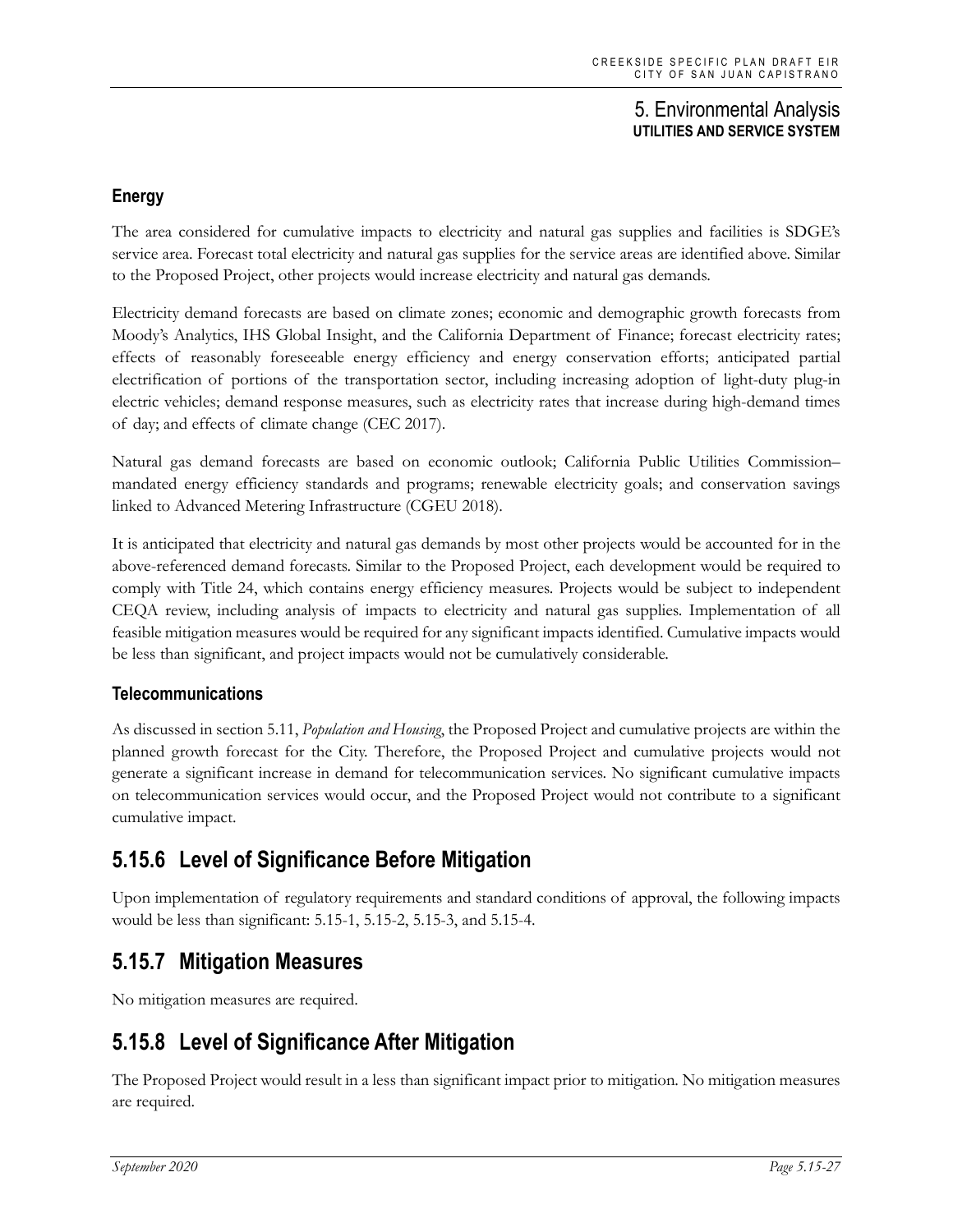### Energy

The area considered for cumulative impacts to electricity and natural gas supplies and facilities is SDGE's service area. Forecast total electricity and natural gas supplies for the service areas are identified above. Similar to the Proposed Project, other projects would increase electricity and natural gas demands.

Electricity demand forecasts are based on climate zones; economic and demographic growth forecasts from Moody's Analytics, IHS Global Insight, and the California Department of Finance; forecast electricity rates; effects of reasonably foreseeable energy efficiency and energy conservation efforts; anticipated partial electrification of portions of the transportation sector, including increasing adoption of light-duty plug-in electric vehicles; demand response measures, such as electricity rates that increase during high-demand times of day; and effects of climate change (CEC 2017).

Natural gas demand forecasts are based on economic outlook; California Public Utilities Commission–mandated energy efficiency standards and programs; renewable electricity goals; and conservation savings linked to Advanced Metering Infrastructure (CGEU 2018).

It is anticipated that electricity and natural gas demands by most other projects would be accounted for in the above-referenced demand forecasts. Similar to the Proposed Project, each development would be required to comply with Title 24, which contains energy efficiency measures. Projects would be subject to independent CEQA review, including analysis of impacts to electricity and natural gas supplies. Implementation of all feasible mitigation measures would be required for any significant impacts identified. Cumulative impacts would be less than significant, and project impacts would not be cumulatively considerable.

### Telecommunications

As discussed in section 5.11, *Population and Housing*, the Proposed Project and cumulative projects are within the planned growth forecast for the City. Therefore, the Proposed Project and cumulative projects would not generate a significant increase in demand for telecommunication services. No significant cumulative impacts on telecommunication services would occur, and the Proposed Project would not contribute to a significant cumulative impact.

## 5.15.6 Level of Significance Before Mitigation

Upon implementation of regulatory requirements and standard conditions of approval, the following impacts would be less than significant: 5.15-1, 5.15-2, 5.15-3, and 5.15-4.

## 5.15.7 Mitigation Measures

No mitigation measures are required.

## 5.15.8 Level of Significance After Mitigation

The Proposed Project would result in a less than significant impact prior to mitigation. No mitigation measures are required.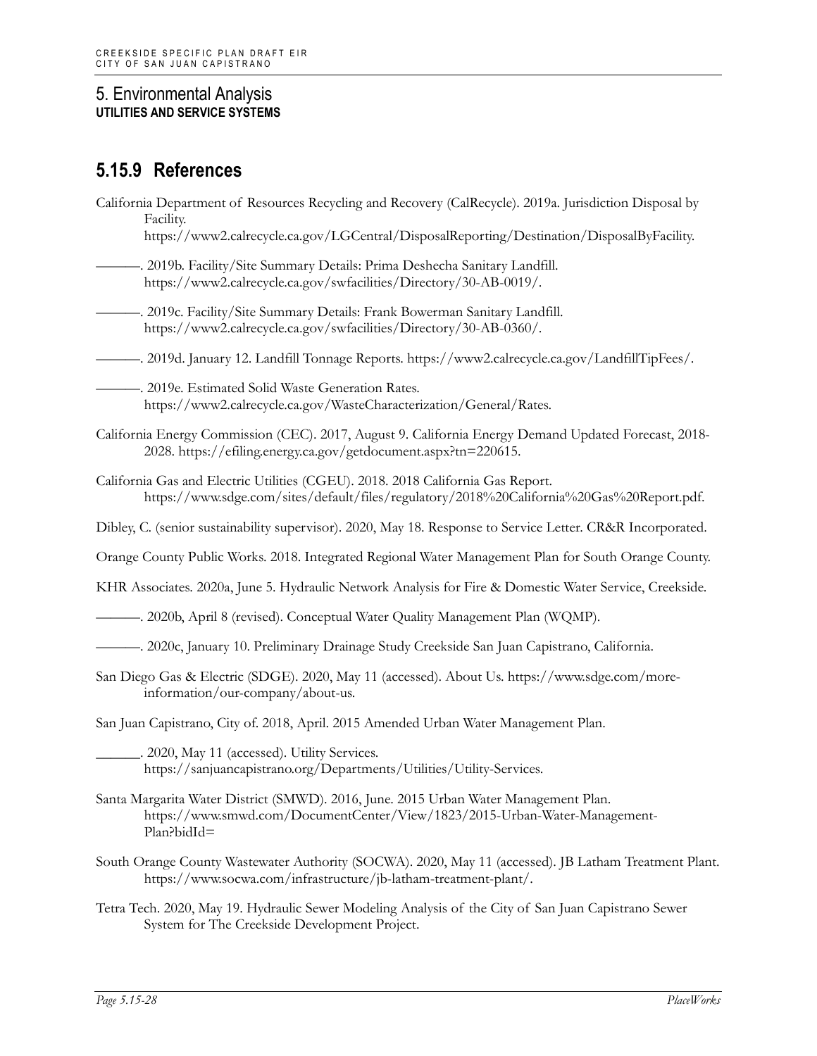# 5. Environmental Analysis
## UTILITIES AND SERVICE SYSTEMS

## 5.15.9 References

California Department of Resources Recycling and Recovery (CalRecycle). 2019a. Jurisdiction Disposal by Facility. https://www2.calrecycle.ca.gov/LGCentral/DisposalReporting/Destination/DisposalByFacility.

———. 2019b. Facility/Site Summary Details: Prima Deshecha Sanitary Landfill. https://www2.calrecycle.ca.gov/swfacilities/Directory/30-AB-0019/.

———. 2019c. Facility/Site Summary Details: Frank Bowerman Sanitary Landfill. https://www2.calrecycle.ca.gov/swfacilities/Directory/30-AB-0360/.

———. 2019d. January 12. Landfill Tonnage Reports. https://www2.calrecycle.ca.gov/LandfillTipFees/.

———. 2019e. Estimated Solid Waste Generation Rates. https://www2.calrecycle.ca.gov/WasteCharacterization/General/Rates.

California Energy Commission (CEC). 2017, August 9. California Energy Demand Updated Forecast, 2018-2028. https://efiling.energy.ca.gov/getdocument.aspx?tn=220615.

California Gas and Electric Utilities (CGEU). 2018. 2018 California Gas Report. https://www.sdge.com/sites/default/files/regulatory/2018%20California%20Gas%20Report.pdf.

Dibley, C. (senior sustainability supervisor). 2020, May 18. Response to Service Letter. CR&R Incorporated.

Orange County Public Works. 2018. Integrated Regional Water Management Plan for South Orange County.

KHR Associates. 2020a, June 5. Hydraulic Network Analysis for Fire & Domestic Water Service, Creekside.

———. 2020b, April 8 (revised). Conceptual Water Quality Management Plan (WQMP).

———. 2020c, January 10. Preliminary Drainage Study Creekside San Juan Capistrano, California.

San Diego Gas & Electric (SDGE). 2020, May 11 (accessed). About Us. https://www.sdge.com/more-information/our-company/about-us.

San Juan Capistrano, City of. 2018, April. 2015 Amended Urban Water Management Plan.

______. 2020, May 11 (accessed). Utility Services. https://sanjuancapistrano.org/Departments/Utilities/Utility-Services.

Santa Margarita Water District (SMWD). 2016, June. 2015 Urban Water Management Plan. https://www.smwd.com/DocumentCenter/View/1823/2015-Urban-Water-Management-Plan?bidId=

South Orange County Wastewater Authority (SOCWA). 2020, May 11 (accessed). JB Latham Treatment Plant. https://www.socwa.com/infrastructure/jb-latham-treatment-plant/.

Tetra Tech. 2020, May 19. Hydraulic Sewer Modeling Analysis of the City of San Juan Capistrano Sewer System for The Creekside Development Project.